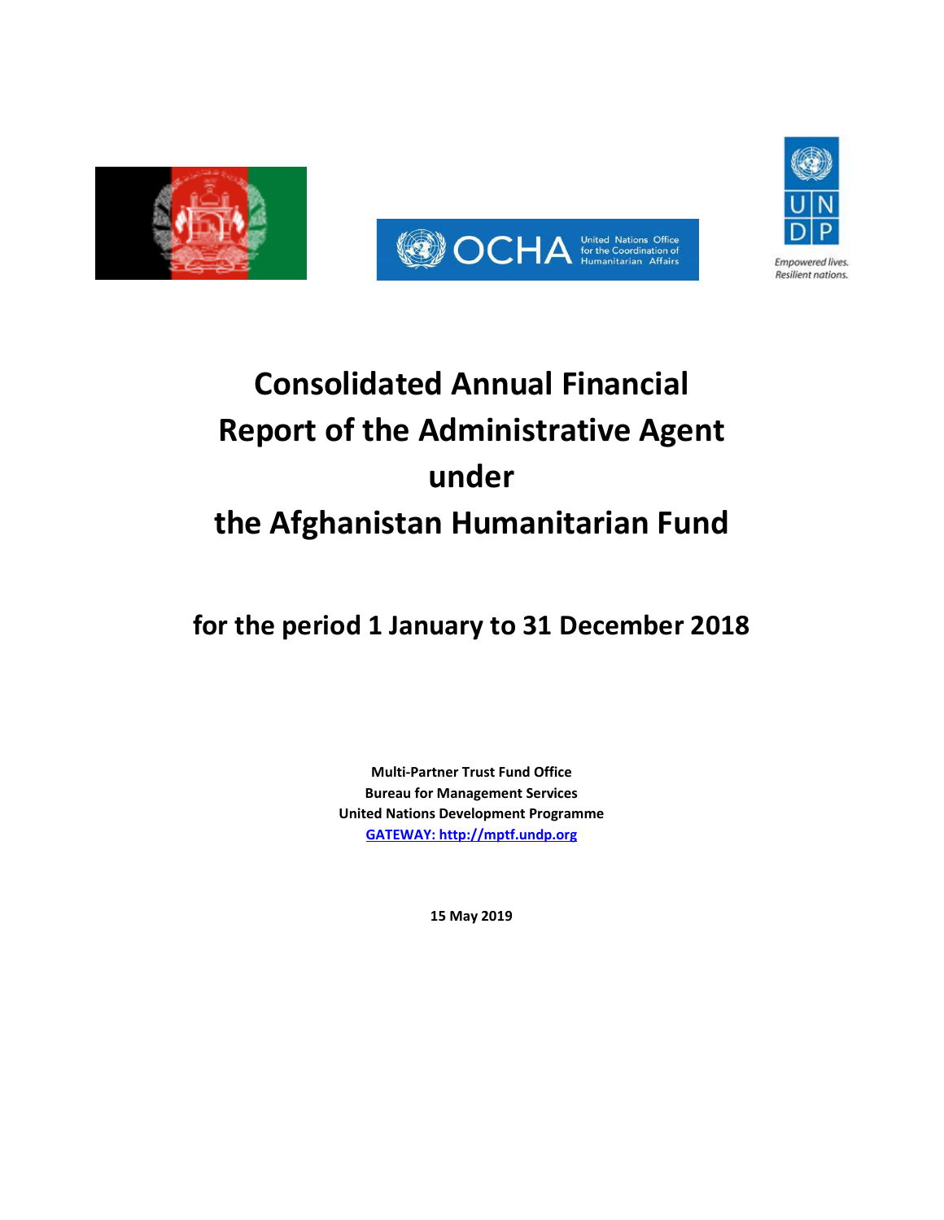# Consolidated Annual Financial Report of the Administrative Agent under the Afghanistan Humanitarian Fund

## for the period 1 January to 31 December 2018

**Multi-Partner Trust Fund Office**
**Bureau for Management Services**
**United Nations Development Programme**
**GATEWAY: http://mptf.undp.org**

**15 May 2019**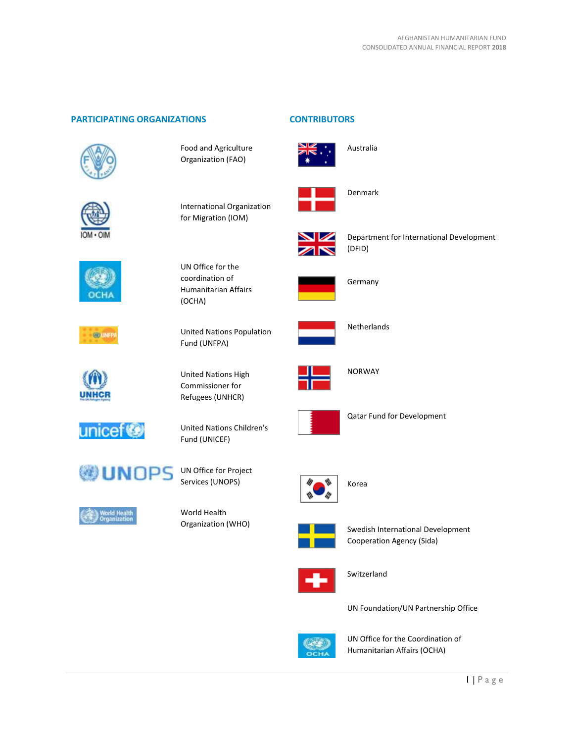## PARTICIPATING ORGANIZATIONS

- Food and Agriculture Organization (FAO)
- International Organization for Migration (IOM)
- UN Office for the coordination of Humanitarian Affairs (OCHA)
- United Nations Population Fund (UNFPA)
- United Nations High Commissioner for Refugees (UNHCR)
- United Nations Children's Fund (UNICEF)
- UN Office for Project Services (UNOPS)
- World Health Organization (WHO)

## CONTRIBUTORS

- Australia
- Denmark
- Department for International Development (DFID)
- Germany
- Netherlands
- NORWAY
- Qatar Fund for Development
- Korea
- Swedish International Development Cooperation Agency (Sida)
- Switzerland
- UN Foundation/UN Partnership Office
- UN Office for the Coordination of Humanitarian Affairs (OCHA)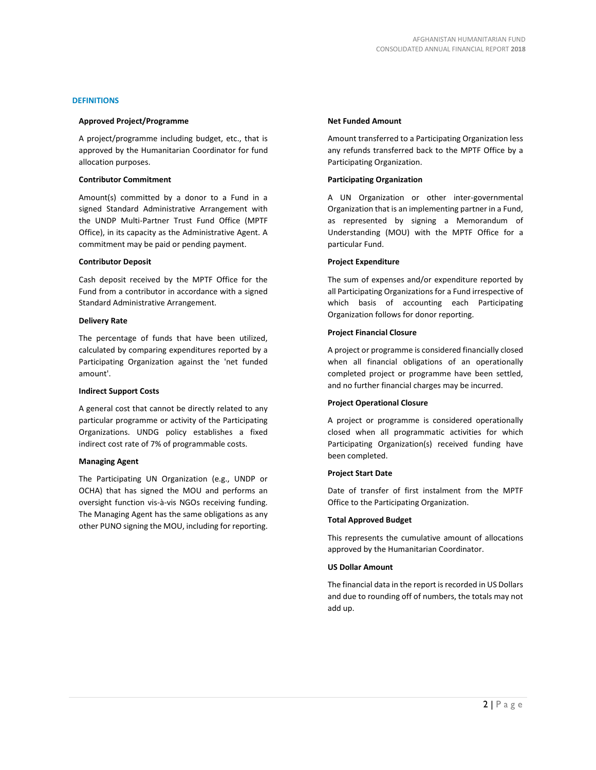## DEFINITIONS

### Approved Project/Programme

A project/programme including budget, etc., that is approved by the Humanitarian Coordinator for fund allocation purposes.

### Contributor Commitment

Amount(s) committed by a donor to a Fund in a signed Standard Administrative Arrangement with the UNDP Multi-Partner Trust Fund Office (MPTF Office), in its capacity as the Administrative Agent. A commitment may be paid or pending payment.

### Contributor Deposit

Cash deposit received by the MPTF Office for the Fund from a contributor in accordance with a signed Standard Administrative Arrangement.

### Delivery Rate

The percentage of funds that have been utilized, calculated by comparing expenditures reported by a Participating Organization against the 'net funded amount'.

### Indirect Support Costs

A general cost that cannot be directly related to any particular programme or activity of the Participating Organizations. UNDG policy establishes a fixed indirect cost rate of 7% of programmable costs.

### Managing Agent

The Participating UN Organization (e.g., UNDP or OCHA) that has signed the MOU and performs an oversight function vis-à-vis NGOs receiving funding. The Managing Agent has the same obligations as any other PUNO signing the MOU, including for reporting.

### Net Funded Amount

Amount transferred to a Participating Organization less any refunds transferred back to the MPTF Office by a Participating Organization.

### Participating Organization

A UN Organization or other inter-governmental Organization that is an implementing partner in a Fund, as represented by signing a Memorandum of Understanding (MOU) with the MPTF Office for a particular Fund.

### Project Expenditure

The sum of expenses and/or expenditure reported by all Participating Organizations for a Fund irrespective of which basis of accounting each Participating Organization follows for donor reporting.

### Project Financial Closure

A project or programme is considered financially closed when all financial obligations of an operationally completed project or programme have been settled, and no further financial charges may be incurred.

### Project Operational Closure

A project or programme is considered operationally closed when all programmatic activities for which Participating Organization(s) received funding have been completed.

### Project Start Date

Date of transfer of first instalment from the MPTF Office to the Participating Organization.

### Total Approved Budget

This represents the cumulative amount of allocations approved by the Humanitarian Coordinator.

### US Dollar Amount

The financial data in the report is recorded in US Dollars and due to rounding off of numbers, the totals may not add up.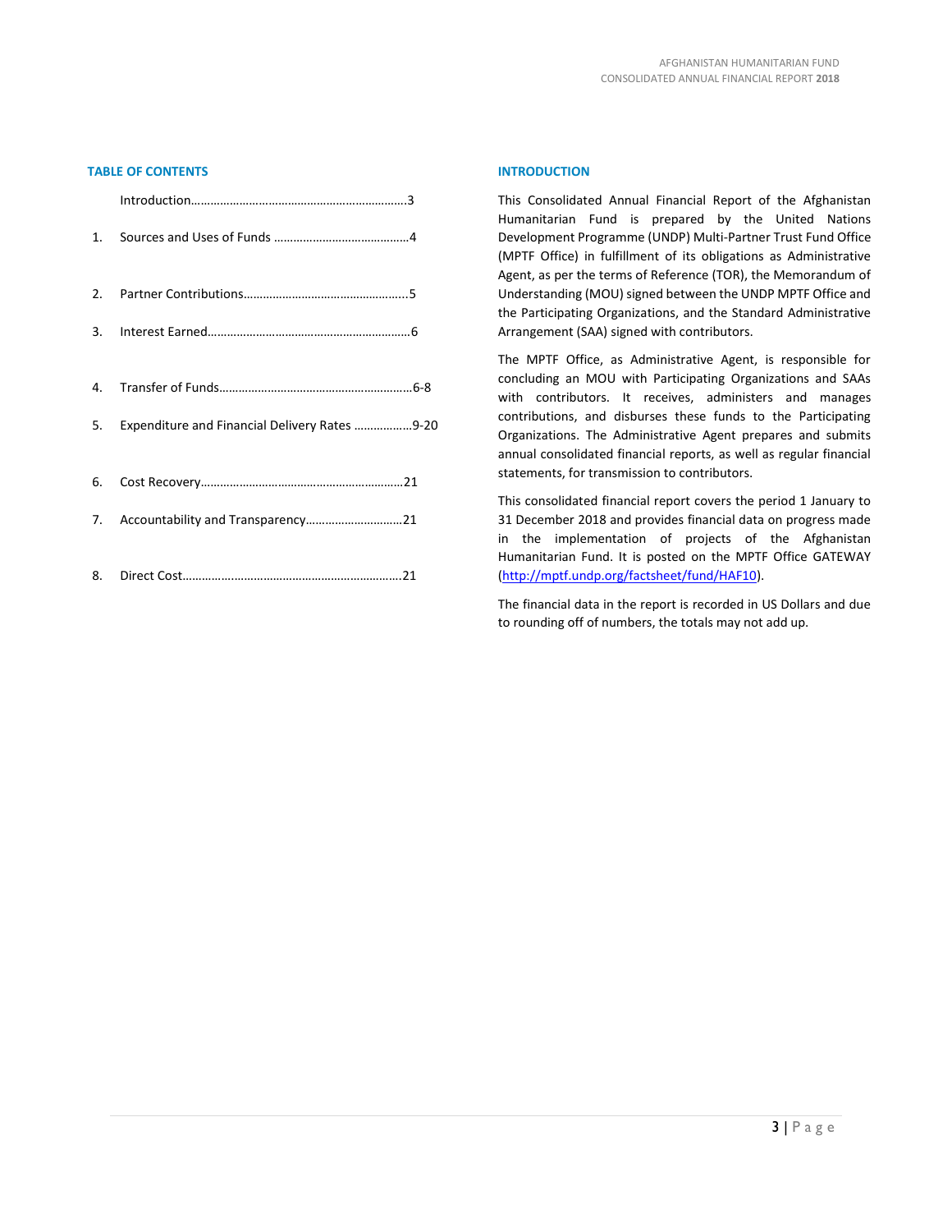## TABLE OF CONTENTS

Introduction…………………………………………………………3

1. Sources and Uses of Funds ……………………………………4
2. Partner Contributions……………………………………………5
3. Interest Earned……………………………………………………6
4. Transfer of Funds…………………………………………………6-8
5. Expenditure and Financial Delivery Rates ………………9-20
6. Cost Recovery………………………………………………………21
7. Accountability and Transparency…………………………21
8. Direct Cost…………………………………………………………21

## INTRODUCTION

This Consolidated Annual Financial Report of the Afghanistan Humanitarian Fund is prepared by the United Nations Development Programme (UNDP) Multi-Partner Trust Fund Office (MPTF Office) in fulfillment of its obligations as Administrative Agent, as per the terms of Reference (TOR), the Memorandum of Understanding (MOU) signed between the UNDP MPTF Office and the Participating Organizations, and the Standard Administrative Arrangement (SAA) signed with contributors.

The MPTF Office, as Administrative Agent, is responsible for concluding an MOU with Participating Organizations and SAAs with contributors. It receives, administers and manages contributions, and disburses these funds to the Participating Organizations. The Administrative Agent prepares and submits annual consolidated financial reports, as well as regular financial statements, for transmission to contributors.

This consolidated financial report covers the period 1 January to 31 December 2018 and provides financial data on progress made in the implementation of projects of the Afghanistan Humanitarian Fund. It is posted on the MPTF Office GATEWAY (http://mptf.undp.org/factsheet/fund/HAF10).

The financial data in the report is recorded in US Dollars and due to rounding off of numbers, the totals may not add up.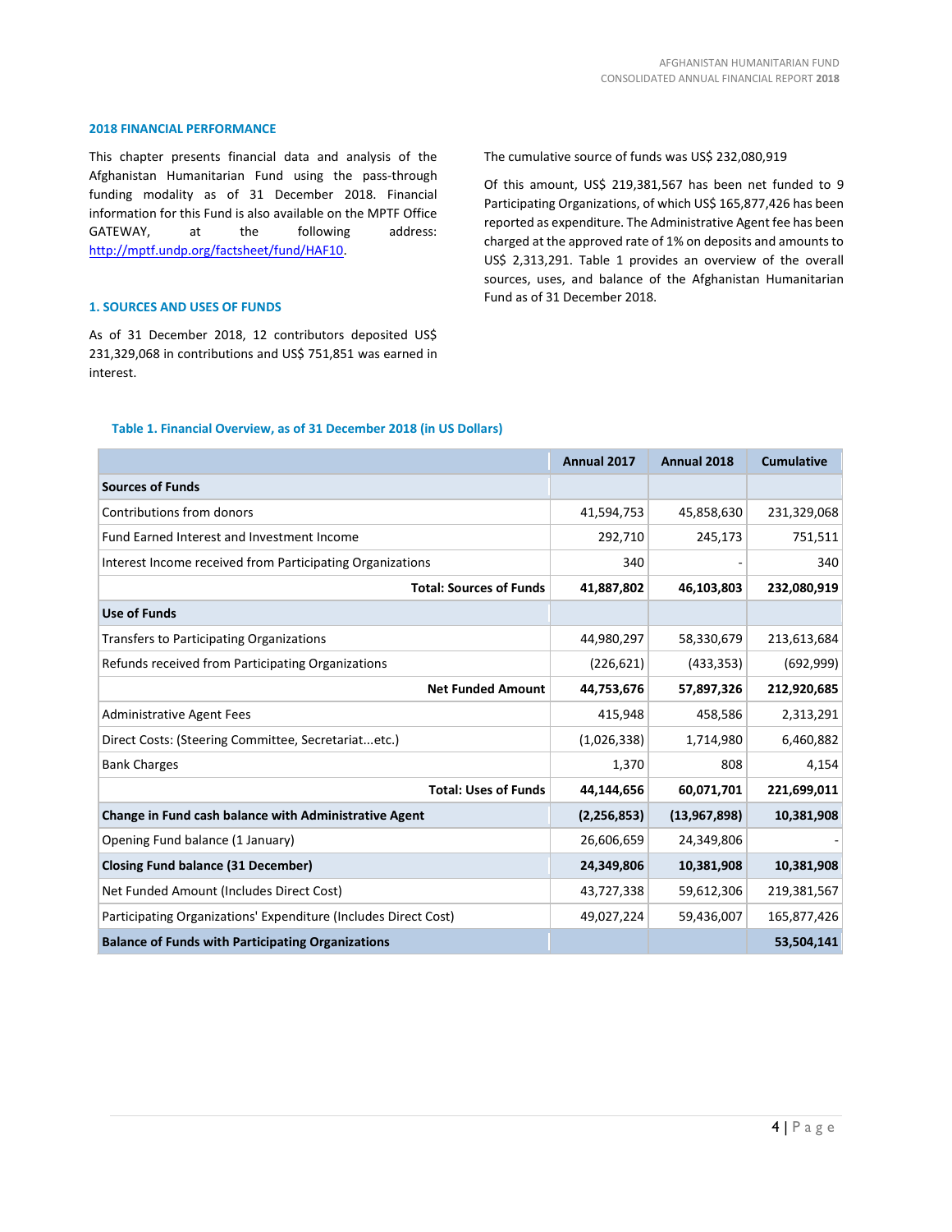## 2018 FINANCIAL PERFORMANCE

This chapter presents financial data and analysis of the Afghanistan Humanitarian Fund using the pass-through funding modality as of 31 December 2018. Financial information for this Fund is also available on the MPTF Office GATEWAY, at the following address: http://mptf.undp.org/factsheet/fund/HAF10.

### 1. SOURCES AND USES OF FUNDS

As of 31 December 2018, 12 contributors deposited US$ 231,329,068 in contributions and US$ 751,851 was earned in interest.

The cumulative source of funds was US$ 232,080,919

Of this amount, US$ 219,381,567 has been net funded to 9 Participating Organizations, of which US$ 165,877,426 has been reported as expenditure. The Administrative Agent fee has been charged at the approved rate of 1% on deposits and amounts to US$ 2,313,291. Table 1 provides an overview of the overall sources, uses, and balance of the Afghanistan Humanitarian Fund as of 31 December 2018.

**Table 1. Financial Overview, as of 31 December 2018 (in US Dollars)**

| | Annual 2017 | Annual 2018 | Cumulative |
|---|---|---|---|
| **Sources of Funds** | | | |
| Contributions from donors | 41,594,753 | 45,858,630 | 231,329,068 |
| Fund Earned Interest and Investment Income | 292,710 | 245,173 | 751,511 |
| Interest Income received from Participating Organizations | 340 | - | 340 |
| **Total: Sources of Funds** | **41,887,802** | **46,103,803** | **232,080,919** |
| **Use of Funds** | | | |
| Transfers to Participating Organizations | 44,980,297 | 58,330,679 | 213,613,684 |
| Refunds received from Participating Organizations | (226,621) | (433,353) | (692,999) |
| **Net Funded Amount** | **44,753,676** | **57,897,326** | **212,920,685** |
| Administrative Agent Fees | 415,948 | 458,586 | 2,313,291 |
| Direct Costs: (Steering Committee, Secretariat...etc.) | (1,026,338) | 1,714,980 | 6,460,882 |
| Bank Charges | 1,370 | 808 | 4,154 |
| **Total: Uses of Funds** | **44,144,656** | **60,071,701** | **221,699,011** |
| **Change in Fund cash balance with Administrative Agent** | **(2,256,853)** | **(13,967,898)** | **10,381,908** |
| Opening Fund balance (1 January) | 26,606,659 | 24,349,806 | - |
| **Closing Fund balance (31 December)** | **24,349,806** | **10,381,908** | **10,381,908** |
| Net Funded Amount (Includes Direct Cost) | 43,727,338 | 59,612,306 | 219,381,567 |
| Participating Organizations' Expenditure (Includes Direct Cost) | 49,027,224 | 59,436,007 | 165,877,426 |
| **Balance of Funds with Participating Organizations** | | | **53,504,141** |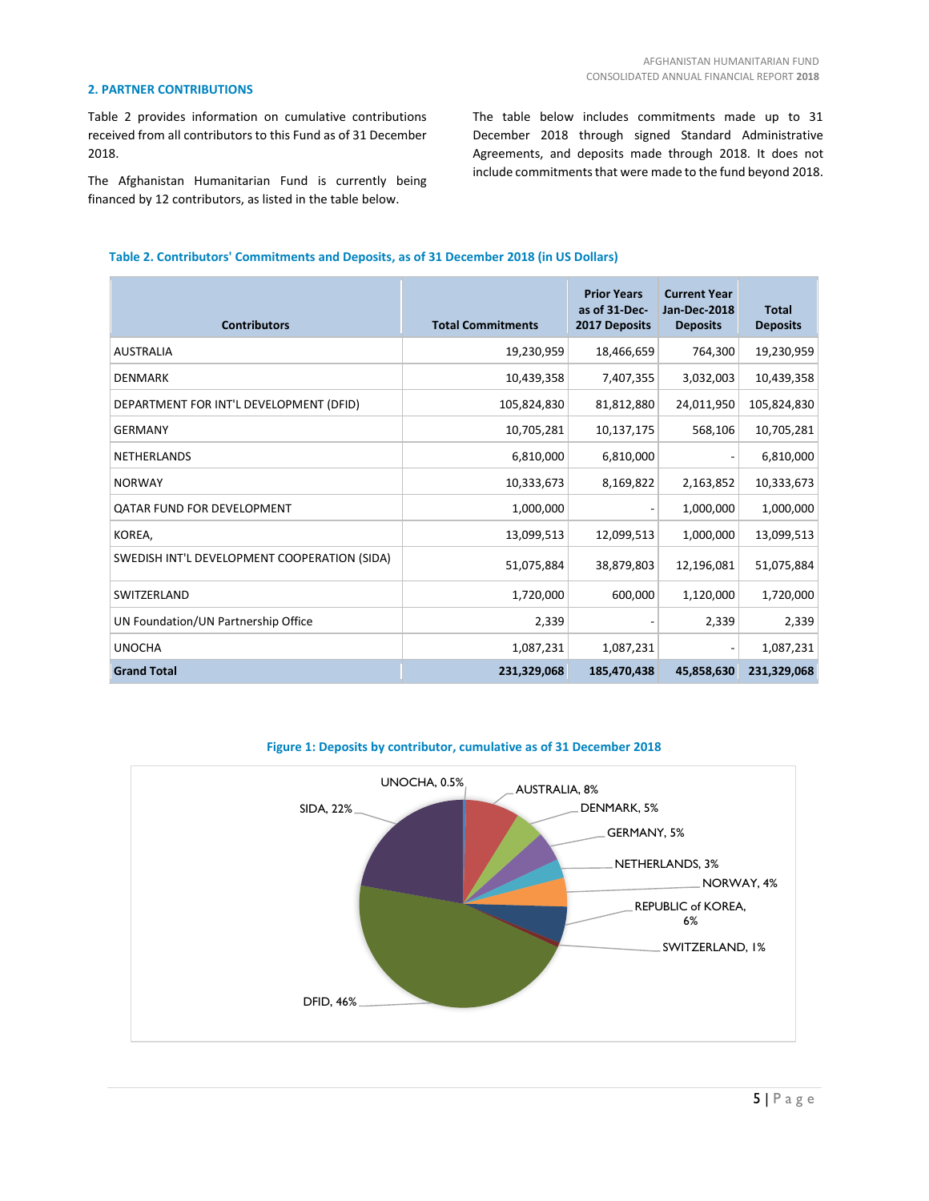## 2. PARTNER CONTRIBUTIONS

Table 2 provides information on cumulative contributions received from all contributors to this Fund as of 31 December 2018.

The Afghanistan Humanitarian Fund is currently being financed by 12 contributors, as listed in the table below.

The table below includes commitments made up to 31 December 2018 through signed Standard Administrative Agreements, and deposits made through 2018. It does not include commitments that were made to the fund beyond 2018.

**Table 2. Contributors' Commitments and Deposits, as of 31 December 2018 (in US Dollars)**

| Contributors | Total Commitments | Prior Years as of 31-Dec-2017 Deposits | Current Year Jan-Dec-2018 Deposits | Total Deposits |
|---|---|---|---|---|
| AUSTRALIA | 19,230,959 | 18,466,659 | 764,300 | 19,230,959 |
| DENMARK | 10,439,358 | 7,407,355 | 3,032,003 | 10,439,358 |
| DEPARTMENT FOR INT'L DEVELOPMENT (DFID) | 105,824,830 | 81,812,880 | 24,011,950 | 105,824,830 |
| GERMANY | 10,705,281 | 10,137,175 | 568,106 | 10,705,281 |
| NETHERLANDS | 6,810,000 | 6,810,000 | - | 6,810,000 |
| NORWAY | 10,333,673 | 8,169,822 | 2,163,852 | 10,333,673 |
| QATAR FUND FOR DEVELOPMENT | 1,000,000 | - | 1,000,000 | 1,000,000 |
| KOREA, | 13,099,513 | 12,099,513 | 1,000,000 | 13,099,513 |
| SWEDISH INT'L DEVELOPMENT COOPERATION (SIDA) | 51,075,884 | 38,879,803 | 12,196,081 | 51,075,884 |
| SWITZERLAND | 1,720,000 | 600,000 | 1,120,000 | 1,720,000 |
| UN Foundation/UN Partnership Office | 2,339 | - | 2,339 | 2,339 |
| UNOCHA | 1,087,231 | 1,087,231 | - | 1,087,231 |
| **Grand Total** | **231,329,068** | **185,470,438** | **45,858,630** | **231,329,068** |

**Figure 1: Deposits by contributor, cumulative as of 31 December 2018**

UNOCHA, 0.5%; AUSTRALIA, 8%; DENMARK, 5%; GERMANY, 5%; NETHERLANDS, 3%; NORWAY, 4%; REPUBLIC of KOREA, 6%; SWITZERLAND, 1%; DFID, 46%; SIDA, 22%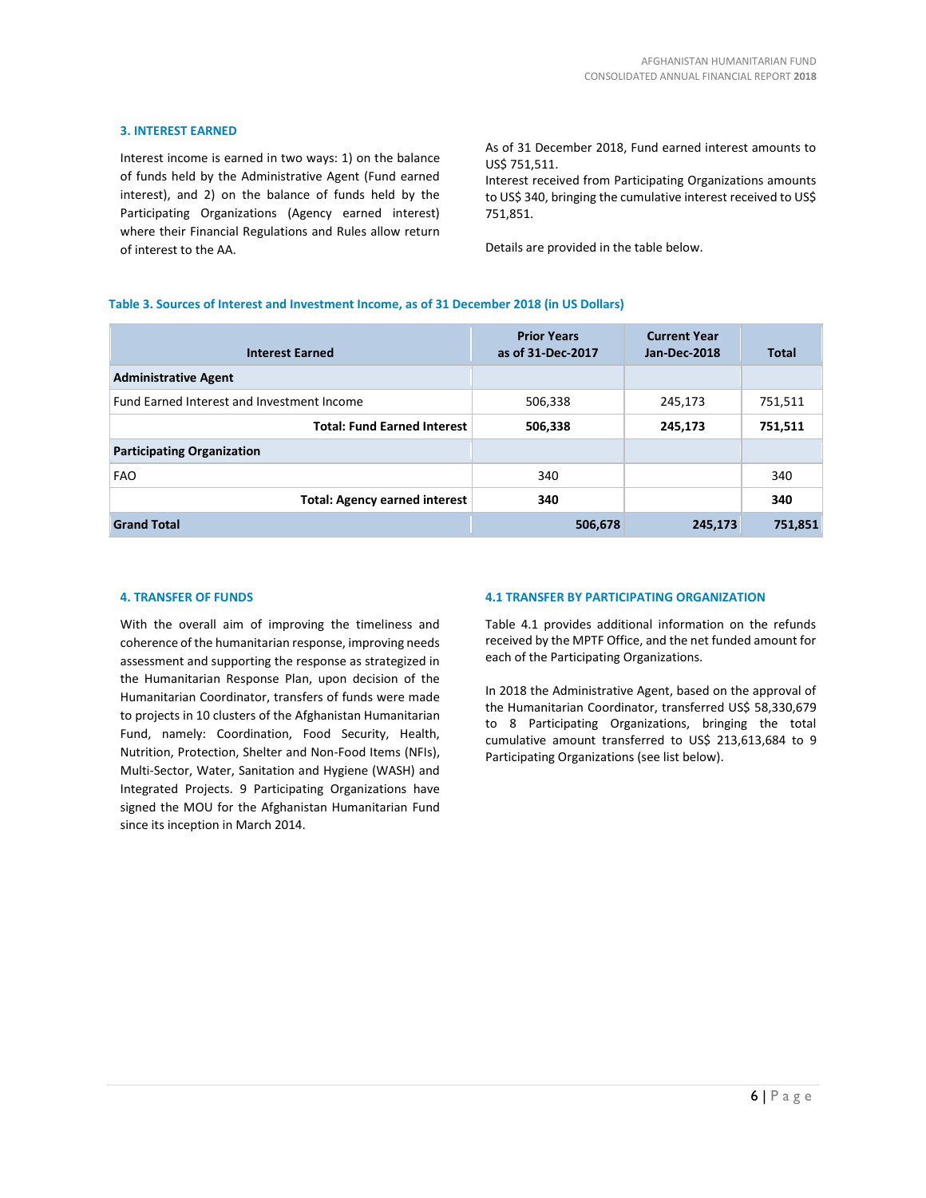### 3. INTEREST EARNED

Interest income is earned in two ways: 1) on the balance of funds held by the Administrative Agent (Fund earned interest), and 2) on the balance of funds held by the Participating Organizations (Agency earned interest) where their Financial Regulations and Rules allow return of interest to the AA.

As of 31 December 2018, Fund earned interest amounts to US$ 751,511.
Interest received from Participating Organizations amounts to US$ 340, bringing the cumulative interest received to US$ 751,851.

Details are provided in the table below.

**Table 3. Sources of Interest and Investment Income, as of 31 December 2018 (in US Dollars)**

| Interest Earned | Prior Years as of 31-Dec-2017 | Current Year Jan-Dec-2018 | Total |
|---|---|---|---|
| **Administrative Agent** | | | |
| Fund Earned Interest and Investment Income | 506,338 | 245,173 | 751,511 |
| **Total: Fund Earned Interest** | **506,338** | **245,173** | **751,511** |
| **Participating Organization** | | | |
| FAO | 340 | | 340 |
| **Total: Agency earned interest** | **340** | | **340** |
| **Grand Total** | **506,678** | **245,173** | **751,851** |

### 4. TRANSFER OF FUNDS

With the overall aim of improving the timeliness and coherence of the humanitarian response, improving needs assessment and supporting the response as strategized in the Humanitarian Response Plan, upon decision of the Humanitarian Coordinator, transfers of funds were made to projects in 10 clusters of the Afghanistan Humanitarian Fund, namely: Coordination, Food Security, Health, Nutrition, Protection, Shelter and Non-Food Items (NFIs), Multi-Sector, Water, Sanitation and Hygiene (WASH) and Integrated Projects. 9 Participating Organizations have signed the MOU for the Afghanistan Humanitarian Fund since its inception in March 2014.

### 4.1 TRANSFER BY PARTICIPATING ORGANIZATION

Table 4.1 provides additional information on the refunds received by the MPTF Office, and the net funded amount for each of the Participating Organizations.

In 2018 the Administrative Agent, based on the approval of the Humanitarian Coordinator, transferred US$ 58,330,679 to 8 Participating Organizations, bringing the total cumulative amount transferred to US$ 213,613,684 to 9 Participating Organizations (see list below).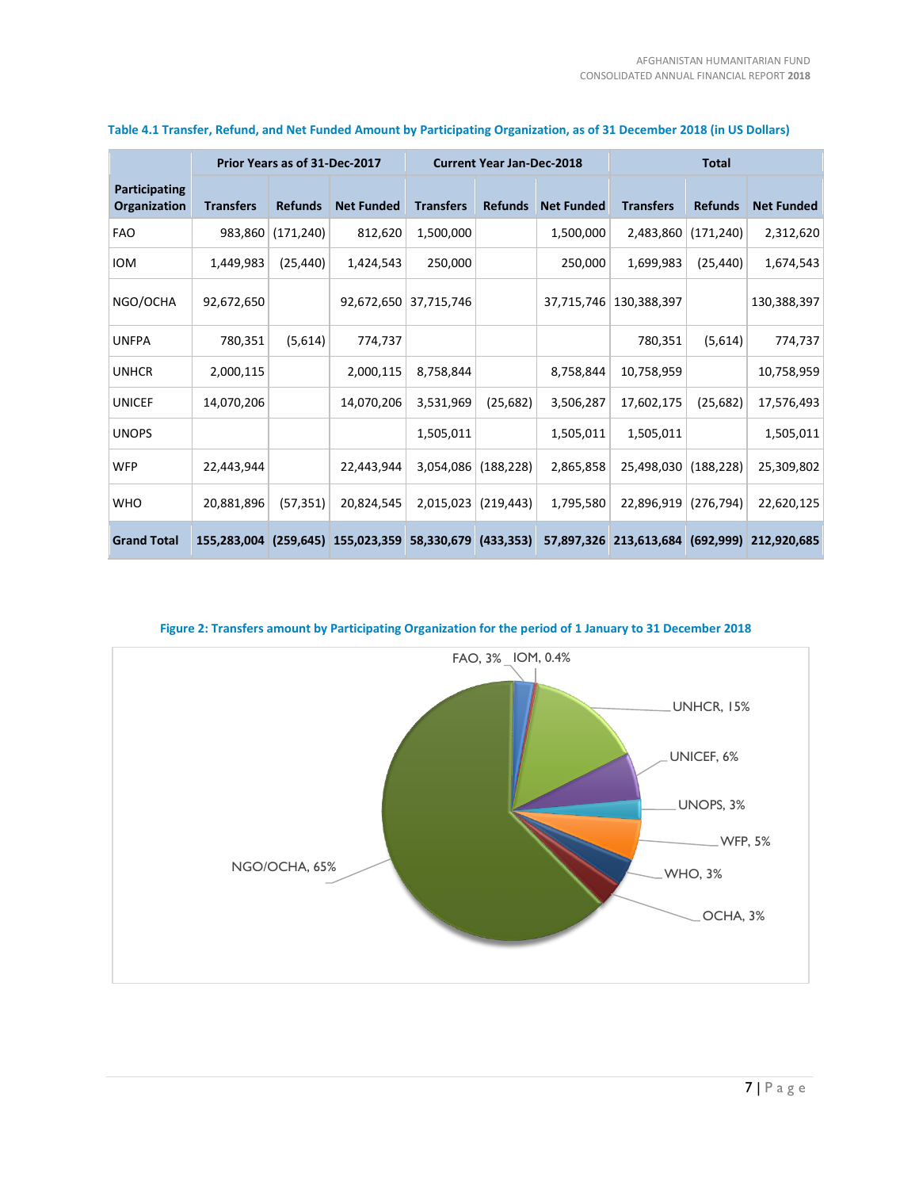**Table 4.1 Transfer, Refund, and Net Funded Amount by Participating Organization, as of 31 December 2018 (in US Dollars)**

| Participating Organization | Prior Years as of 31-Dec-2017 | | | Current Year Jan-Dec-2018 | | | Total | | |
|---|---|---|---|---|---|---|---|---|---|
| | Transfers | Refunds | Net Funded | Transfers | Refunds | Net Funded | Transfers | Refunds | Net Funded |
| FAO | 983,860 | (171,240) | 812,620 | 1,500,000 | | 1,500,000 | 2,483,860 | (171,240) | 2,312,620 |
| IOM | 1,449,983 | (25,440) | 1,424,543 | 250,000 | | 250,000 | 1,699,983 | (25,440) | 1,674,543 |
| NGO/OCHA | 92,672,650 | | 92,672,650 | 37,715,746 | | 37,715,746 | 130,388,397 | | 130,388,397 |
| UNFPA | 780,351 | (5,614) | 774,737 | | | | 780,351 | (5,614) | 774,737 |
| UNHCR | 2,000,115 | | 2,000,115 | 8,758,844 | | 8,758,844 | 10,758,959 | | 10,758,959 |
| UNICEF | 14,070,206 | | 14,070,206 | 3,531,969 | (25,682) | 3,506,287 | 17,602,175 | (25,682) | 17,576,493 |
| UNOPS | | | | 1,505,011 | | 1,505,011 | 1,505,011 | | 1,505,011 |
| WFP | 22,443,944 | | 22,443,944 | 3,054,086 | (188,228) | 2,865,858 | 25,498,030 | (188,228) | 25,309,802 |
| WHO | 20,881,896 | (57,351) | 20,824,545 | 2,015,023 | (219,443) | 1,795,580 | 22,896,919 | (276,794) | 22,620,125 |
| **Grand Total** | **155,283,004** | **(259,645)** | **155,023,359** | **58,330,679** | **(433,353)** | **57,897,326** | **213,613,684** | **(692,999)** | **212,920,685** |

**Figure 2: Transfers amount by Participating Organization for the period of 1 January to 31 December 2018**

FAO, 3%; IOM, 0.4%; UNHCR, 15%; UNICEF, 6%; UNOPS, 3%; WFP, 5%; WHO, 3%; OCHA, 3%; NGO/OCHA, 65%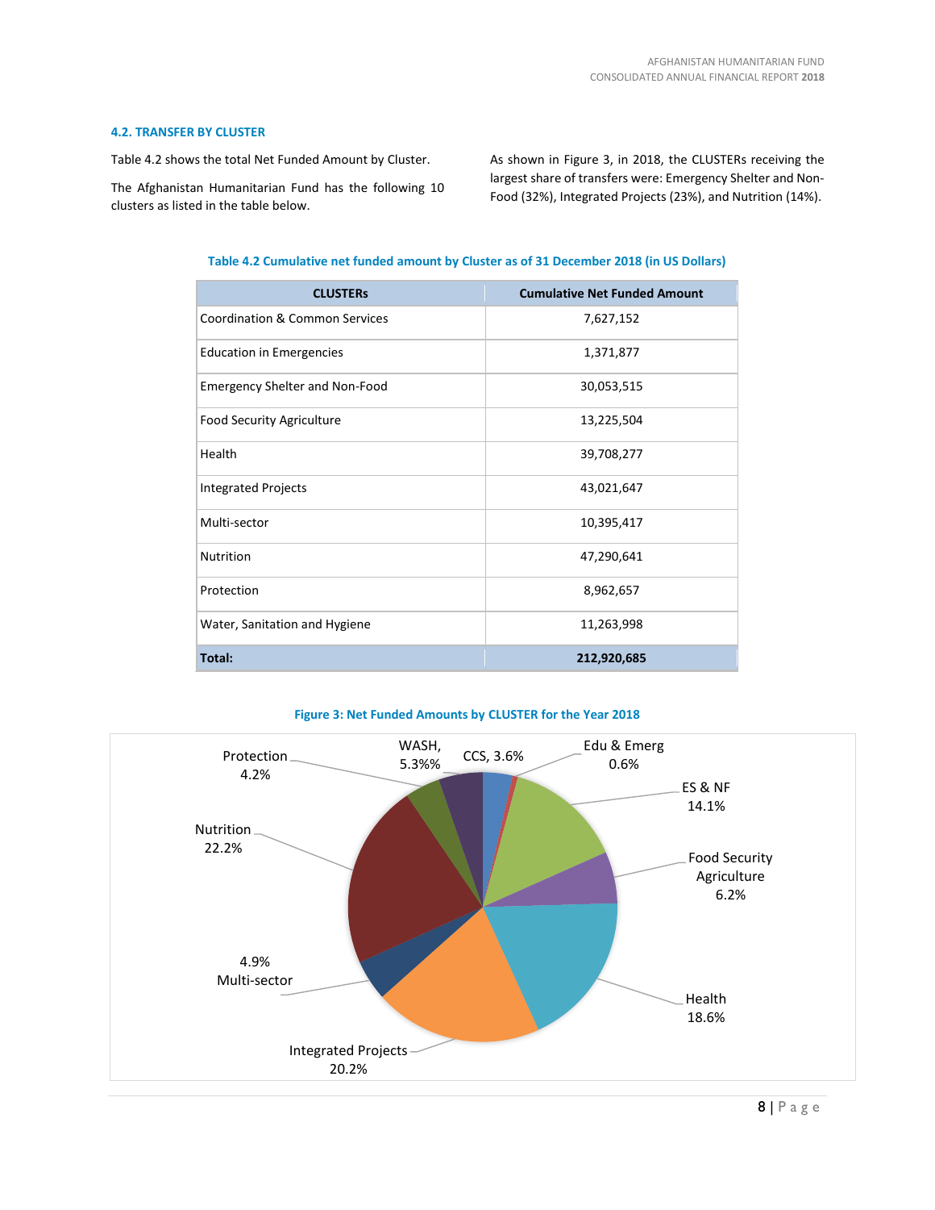### 4.2. TRANSFER BY CLUSTER

Table 4.2 shows the total Net Funded Amount by Cluster.

The Afghanistan Humanitarian Fund has the following 10 clusters as listed in the table below.

As shown in Figure 3, in 2018, the CLUSTERs receiving the largest share of transfers were: Emergency Shelter and Non-Food (32%), Integrated Projects (23%), and Nutrition (14%).

**Table 4.2 Cumulative net funded amount by Cluster as of 31 December 2018 (in US Dollars)**

| CLUSTERs | Cumulative Net Funded Amount |
|---|---|
| Coordination & Common Services | 7,627,152 |
| Education in Emergencies | 1,371,877 |
| Emergency Shelter and Non-Food | 30,053,515 |
| Food Security Agriculture | 13,225,504 |
| Health | 39,708,277 |
| Integrated Projects | 43,021,647 |
| Multi-sector | 10,395,417 |
| Nutrition | 47,290,641 |
| Protection | 8,962,657 |
| Water, Sanitation and Hygiene | 11,263,998 |
| **Total:** | **212,920,685** |

**Figure 3: Net Funded Amounts by CLUSTER for the Year 2018**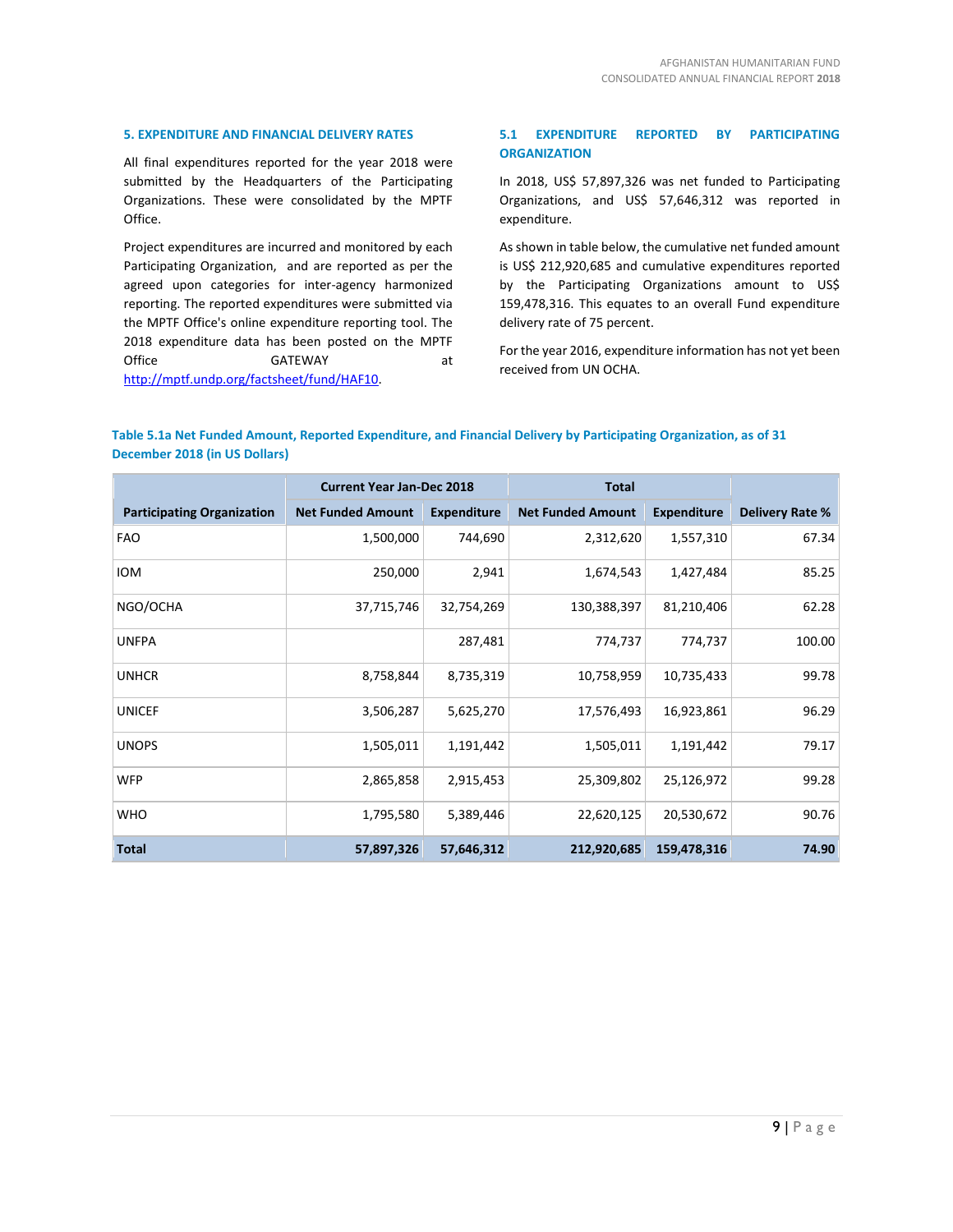## 5. EXPENDITURE AND FINANCIAL DELIVERY RATES

All final expenditures reported for the year 2018 were submitted by the Headquarters of the Participating Organizations. These were consolidated by the MPTF Office.

Project expenditures are incurred and monitored by each Participating Organization, and are reported as per the agreed upon categories for inter-agency harmonized reporting. The reported expenditures were submitted via the MPTF Office's online expenditure reporting tool. The 2018 expenditure data has been posted on the MPTF Office GATEWAY at http://mptf.undp.org/factsheet/fund/HAF10.

### 5.1 EXPENDITURE REPORTED BY PARTICIPATING ORGANIZATION

In 2018, US$ 57,897,326 was net funded to Participating Organizations, and US$ 57,646,312 was reported in expenditure.

As shown in table below, the cumulative net funded amount is US$ 212,920,685 and cumulative expenditures reported by the Participating Organizations amount to US$ 159,478,316. This equates to an overall Fund expenditure delivery rate of 75 percent.

For the year 2016, expenditure information has not yet been received from UN OCHA.

**Table 5.1a Net Funded Amount, Reported Expenditure, and Financial Delivery by Participating Organization, as of 31 December 2018 (in US Dollars)**

| | Current Year Jan-Dec 2018 | | Total | | |
|---|---|---|---|---|---|
| **Participating Organization** | **Net Funded Amount** | **Expenditure** | **Net Funded Amount** | **Expenditure** | **Delivery Rate %** |
| FAO | 1,500,000 | 744,690 | 2,312,620 | 1,557,310 | 67.34 |
| IOM | 250,000 | 2,941 | 1,674,543 | 1,427,484 | 85.25 |
| NGO/OCHA | 37,715,746 | 32,754,269 | 130,388,397 | 81,210,406 | 62.28 |
| UNFPA | | 287,481 | 774,737 | 774,737 | 100.00 |
| UNHCR | 8,758,844 | 8,735,319 | 10,758,959 | 10,735,433 | 99.78 |
| UNICEF | 3,506,287 | 5,625,270 | 17,576,493 | 16,923,861 | 96.29 |
| UNOPS | 1,505,011 | 1,191,442 | 1,505,011 | 1,191,442 | 79.17 |
| WFP | 2,865,858 | 2,915,453 | 25,309,802 | 25,126,972 | 99.28 |
| WHO | 1,795,580 | 5,389,446 | 22,620,125 | 20,530,672 | 90.76 |
| **Total** | **57,897,326** | **57,646,312** | **212,920,685** | **159,478,316** | **74.90** |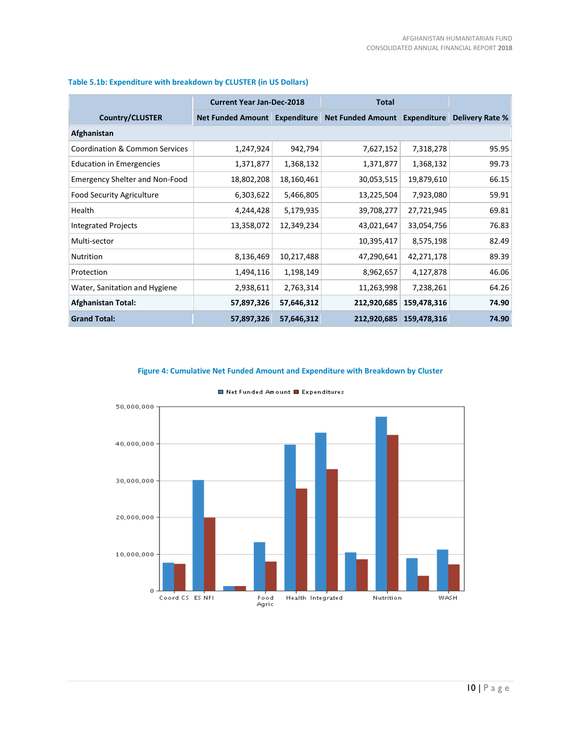**Table 5.1b: Expenditure with breakdown by CLUSTER (in US Dollars)**

| Country/CLUSTER | Current Year Jan-Dec-2018 | | Total | | |
|---|---|---|---|---|---|
| | Net Funded Amount | Expenditure | Net Funded Amount | Expenditure | Delivery Rate % |
| **Afghanistan** | | | | | |
| Coordination & Common Services | 1,247,924 | 942,794 | 7,627,152 | 7,318,278 | 95.95 |
| Education in Emergencies | 1,371,877 | 1,368,132 | 1,371,877 | 1,368,132 | 99.73 |
| Emergency Shelter and Non-Food | 18,802,208 | 18,160,461 | 30,053,515 | 19,879,610 | 66.15 |
| Food Security Agriculture | 6,303,622 | 5,466,805 | 13,225,504 | 7,923,080 | 59.91 |
| Health | 4,244,428 | 5,179,935 | 39,708,277 | 27,721,945 | 69.81 |
| Integrated Projects | 13,358,072 | 12,349,234 | 43,021,647 | 33,054,756 | 76.83 |
| Multi-sector | | | 10,395,417 | 8,575,198 | 82.49 |
| Nutrition | 8,136,469 | 10,217,488 | 47,290,641 | 42,271,178 | 89.39 |
| Protection | 1,494,116 | 1,198,149 | 8,962,657 | 4,127,878 | 46.06 |
| Water, Sanitation and Hygiene | 2,938,611 | 2,763,314 | 11,263,998 | 7,238,261 | 64.26 |
| **Afghanistan Total:** | **57,897,326** | **57,646,312** | **212,920,685** | **159,478,316** | **74.90** |
| **Grand Total:** | **57,897,326** | **57,646,312** | **212,920,685** | **159,478,316** | **74.90** |

**Figure 4: Cumulative Net Funded Amount and Expenditure with Breakdown by Cluster**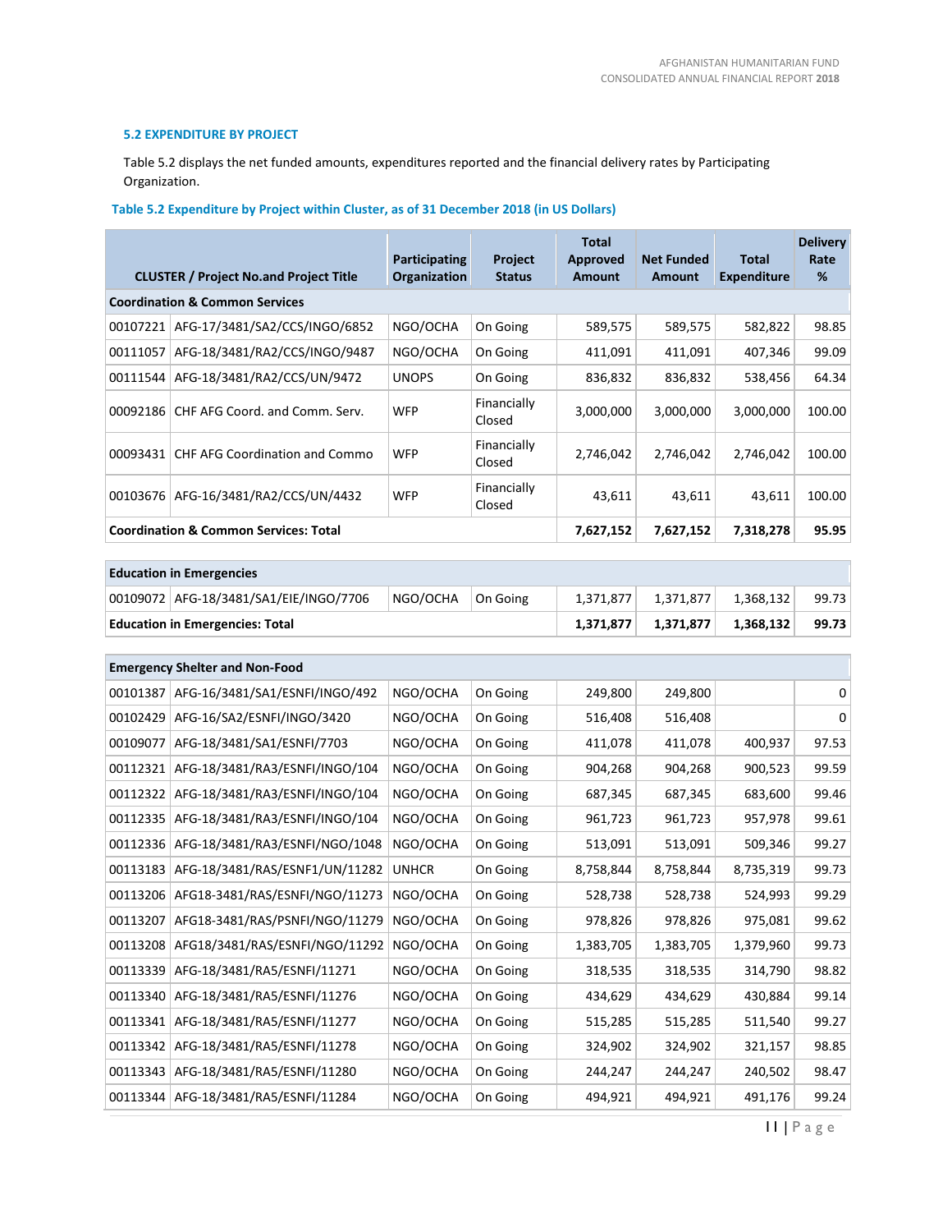### 5.2 EXPENDITURE BY PROJECT

Table 5.2 displays the net funded amounts, expenditures reported and the financial delivery rates by Participating Organization.

**Table 5.2 Expenditure by Project within Cluster, as of 31 December 2018 (in US Dollars)**

| CLUSTER / Project No.and Project Title | | Participating Organization | Project Status | Total Approved Amount | Net Funded Amount | Total Expenditure | Delivery Rate % |
|---|---|---|---|---|---|---|---|
| **Coordination & Common Services** | | | | | | | |
| 00107221 | AFG-17/3481/SA2/CCS/INGO/6852 | NGO/OCHA | On Going | 589,575 | 589,575 | 582,822 | 98.85 |
| 00111057 | AFG-18/3481/RA2/CCS/INGO/9487 | NGO/OCHA | On Going | 411,091 | 411,091 | 407,346 | 99.09 |
| 00111544 | AFG-18/3481/RA2/CCS/UN/9472 | UNOPS | On Going | 836,832 | 836,832 | 538,456 | 64.34 |
| 00092186 | CHF AFG Coord. and Comm. Serv. | WFP | Financially Closed | 3,000,000 | 3,000,000 | 3,000,000 | 100.00 |
| 00093431 | CHF AFG Coordination and Commo | WFP | Financially Closed | 2,746,042 | 2,746,042 | 2,746,042 | 100.00 |
| 00103676 | AFG-16/3481/RA2/CCS/UN/4432 | WFP | Financially Closed | 43,611 | 43,611 | 43,611 | 100.00 |
| **Coordination & Common Services: Total** | | | | **7,627,152** | **7,627,152** | **7,318,278** | **95.95** |
| **Education in Emergencies** | | | | | | | |
| 00109072 | AFG-18/3481/SA1/EIE/INGO/7706 | NGO/OCHA | On Going | 1,371,877 | 1,371,877 | 1,368,132 | 99.73 |
| **Education in Emergencies: Total** | | | | **1,371,877** | **1,371,877** | **1,368,132** | **99.73** |
| **Emergency Shelter and Non-Food** | | | | | | | |
| 00101387 | AFG-16/3481/SA1/ESNFI/INGO/492 | NGO/OCHA | On Going | 249,800 | 249,800 | | 0 |
| 00102429 | AFG-16/SA2/ESNFI/INGO/3420 | NGO/OCHA | On Going | 516,408 | 516,408 | | 0 |
| 00109077 | AFG-18/3481/SA1/ESNFI/7703 | NGO/OCHA | On Going | 411,078 | 411,078 | 400,937 | 97.53 |
| 00112321 | AFG-18/3481/RA3/ESNFI/INGO/104 | NGO/OCHA | On Going | 904,268 | 904,268 | 900,523 | 99.59 |
| 00112322 | AFG-18/3481/RA3/ESNFI/INGO/104 | NGO/OCHA | On Going | 687,345 | 687,345 | 683,600 | 99.46 |
| 00112335 | AFG-18/3481/RA3/ESNFI/INGO/104 | NGO/OCHA | On Going | 961,723 | 961,723 | 957,978 | 99.61 |
| 00112336 | AFG-18/3481/RA3/ESNFI/NGO/1048 | NGO/OCHA | On Going | 513,091 | 513,091 | 509,346 | 99.27 |
| 00113183 | AFG-18/3481/RAS/ESNF1/UN/11282 | UNHCR | On Going | 8,758,844 | 8,758,844 | 8,735,319 | 99.73 |
| 00113206 | AFG18-3481/RAS/ESNFI/NGO/11273 | NGO/OCHA | On Going | 528,738 | 528,738 | 524,993 | 99.29 |
| 00113207 | AFG18-3481/RAS/PSNFI/NGO/11279 | NGO/OCHA | On Going | 978,826 | 978,826 | 975,081 | 99.62 |
| 00113208 | AFG18/3481/RAS/ESNFI/NGO/11292 | NGO/OCHA | On Going | 1,383,705 | 1,383,705 | 1,379,960 | 99.73 |
| 00113339 | AFG-18/3481/RA5/ESNFI/11271 | NGO/OCHA | On Going | 318,535 | 318,535 | 314,790 | 98.82 |
| 00113340 | AFG-18/3481/RA5/ESNFI/11276 | NGO/OCHA | On Going | 434,629 | 434,629 | 430,884 | 99.14 |
| 00113341 | AFG-18/3481/RA5/ESNFI/11277 | NGO/OCHA | On Going | 515,285 | 515,285 | 511,540 | 99.27 |
| 00113342 | AFG-18/3481/RA5/ESNFI/11278 | NGO/OCHA | On Going | 324,902 | 324,902 | 321,157 | 98.85 |
| 00113343 | AFG-18/3481/RA5/ESNFI/11280 | NGO/OCHA | On Going | 244,247 | 244,247 | 240,502 | 98.47 |
| 00113344 | AFG-18/3481/RA5/ESNFI/11284 | NGO/OCHA | On Going | 494,921 | 494,921 | 491,176 | 99.24 |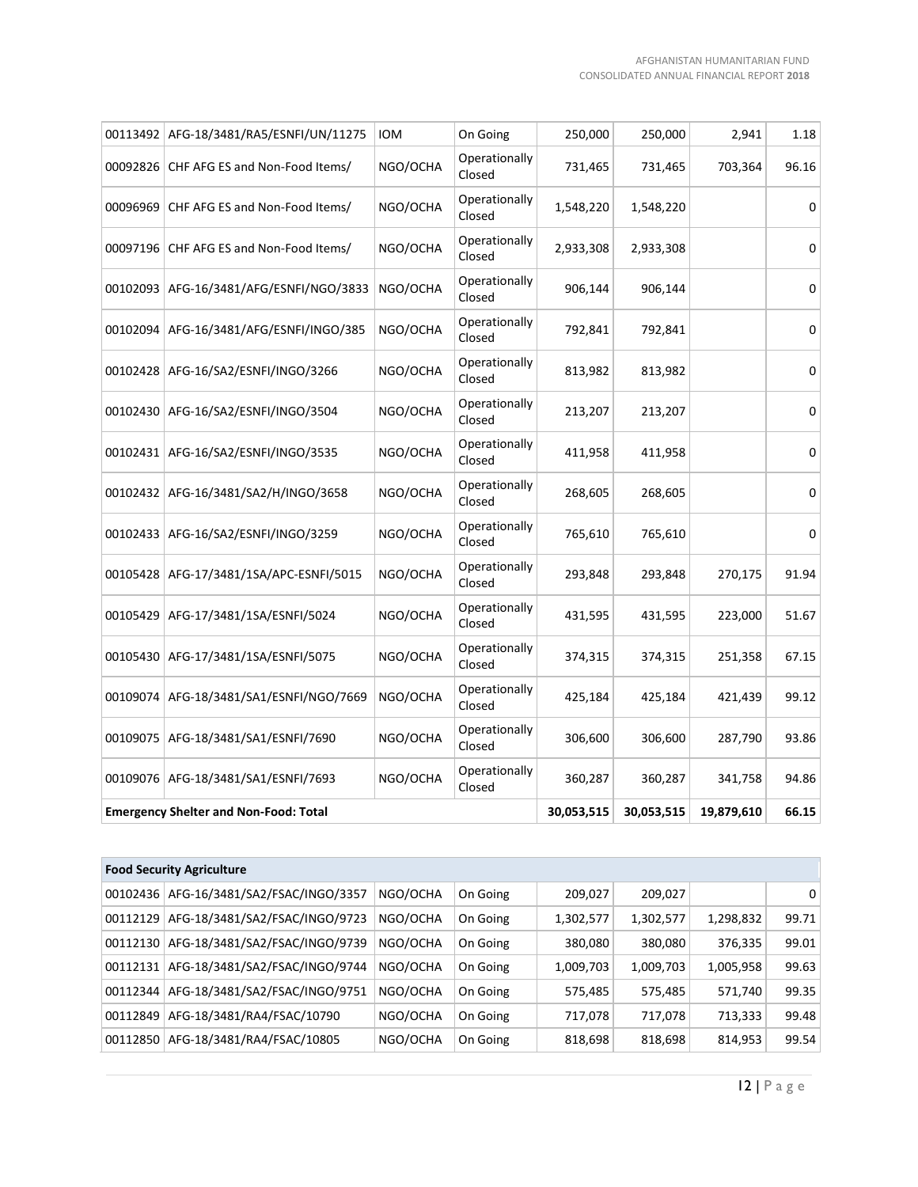| | | | | | | | |
|---|---|---|---|---|---|---|---|
| 00113492 | AFG-18/3481/RA5/ESNFI/UN/11275 | IOM | On Going | 250,000 | 250,000 | 2,941 | 1.18 |
| 00092826 | CHF AFG ES and Non-Food Items/ | NGO/OCHA | Operationally Closed | 731,465 | 731,465 | 703,364 | 96.16 |
| 00096969 | CHF AFG ES and Non-Food Items/ | NGO/OCHA | Operationally Closed | 1,548,220 | 1,548,220 | | 0 |
| 00097196 | CHF AFG ES and Non-Food Items/ | NGO/OCHA | Operationally Closed | 2,933,308 | 2,933,308 | | 0 |
| 00102093 | AFG-16/3481/AFG/ESNFI/NGO/3833 | NGO/OCHA | Operationally Closed | 906,144 | 906,144 | | 0 |
| 00102094 | AFG-16/3481/AFG/ESNFI/INGO/385 | NGO/OCHA | Operationally Closed | 792,841 | 792,841 | | 0 |
| 00102428 | AFG-16/SA2/ESNFI/INGO/3266 | NGO/OCHA | Operationally Closed | 813,982 | 813,982 | | 0 |
| 00102430 | AFG-16/SA2/ESNFI/INGO/3504 | NGO/OCHA | Operationally Closed | 213,207 | 213,207 | | 0 |
| 00102431 | AFG-16/SA2/ESNFI/INGO/3535 | NGO/OCHA | Operationally Closed | 411,958 | 411,958 | | 0 |
| 00102432 | AFG-16/3481/SA2/H/INGO/3658 | NGO/OCHA | Operationally Closed | 268,605 | 268,605 | | 0 |
| 00102433 | AFG-16/SA2/ESNFI/INGO/3259 | NGO/OCHA | Operationally Closed | 765,610 | 765,610 | | 0 |
| 00105428 | AFG-17/3481/1SA/APC-ESNFI/5015 | NGO/OCHA | Operationally Closed | 293,848 | 293,848 | 270,175 | 91.94 |
| 00105429 | AFG-17/3481/1SA/ESNFI/5024 | NGO/OCHA | Operationally Closed | 431,595 | 431,595 | 223,000 | 51.67 |
| 00105430 | AFG-17/3481/1SA/ESNFI/5075 | NGO/OCHA | Operationally Closed | 374,315 | 374,315 | 251,358 | 67.15 |
| 00109074 | AFG-18/3481/SA1/ESNFI/NGO/7669 | NGO/OCHA | Operationally Closed | 425,184 | 425,184 | 421,439 | 99.12 |
| 00109075 | AFG-18/3481/SA1/ESNFI/7690 | NGO/OCHA | Operationally Closed | 306,600 | 306,600 | 287,790 | 93.86 |
| 00109076 | AFG-18/3481/SA1/ESNFI/7693 | NGO/OCHA | Operationally Closed | 360,287 | 360,287 | 341,758 | 94.86 |
| **Emergency Shelter and Non-Food: Total** | | | | **30,053,515** | **30,053,515** | **19,879,610** | **66.15** |

| **Food Security Agriculture** | | | | | | | |
|---|---|---|---|---|---|---|---|
| 00102436 | AFG-16/3481/SA2/FSAC/INGO/3357 | NGO/OCHA | On Going | 209,027 | 209,027 | | 0 |
| 00112129 | AFG-18/3481/SA2/FSAC/INGO/9723 | NGO/OCHA | On Going | 1,302,577 | 1,302,577 | 1,298,832 | 99.71 |
| 00112130 | AFG-18/3481/SA2/FSAC/INGO/9739 | NGO/OCHA | On Going | 380,080 | 380,080 | 376,335 | 99.01 |
| 00112131 | AFG-18/3481/SA2/FSAC/INGO/9744 | NGO/OCHA | On Going | 1,009,703 | 1,009,703 | 1,005,958 | 99.63 |
| 00112344 | AFG-18/3481/SA2/FSAC/INGO/9751 | NGO/OCHA | On Going | 575,485 | 575,485 | 571,740 | 99.35 |
| 00112849 | AFG-18/3481/RA4/FSAC/10790 | NGO/OCHA | On Going | 717,078 | 717,078 | 713,333 | 99.48 |
| 00112850 | AFG-18/3481/RA4/FSAC/10805 | NGO/OCHA | On Going | 818,698 | 818,698 | 814,953 | 99.54 |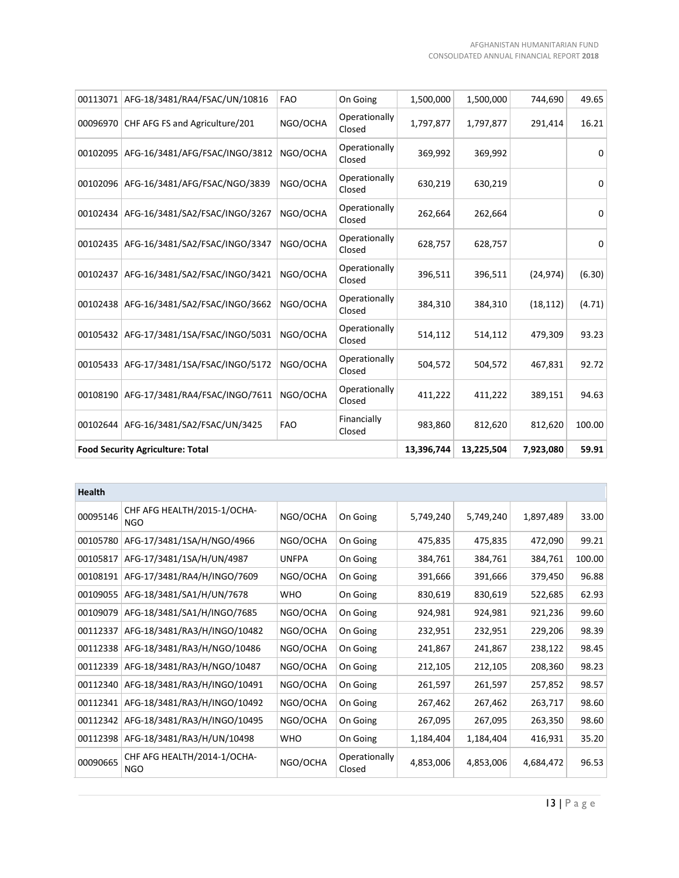| | | | | | | | |
|---|---|---|---|---|---|---|---|
| 00113071 | AFG-18/3481/RA4/FSAC/UN/10816 | FAO | On Going | 1,500,000 | 1,500,000 | 744,690 | 49.65 |
| 00096970 | CHF AFG FS and Agriculture/201 | NGO/OCHA | Operationally Closed | 1,797,877 | 1,797,877 | 291,414 | 16.21 |
| 00102095 | AFG-16/3481/AFG/FSAC/INGO/3812 | NGO/OCHA | Operationally Closed | 369,992 | 369,992 | | 0 |
| 00102096 | AFG-16/3481/AFG/FSAC/NGO/3839 | NGO/OCHA | Operationally Closed | 630,219 | 630,219 | | 0 |
| 00102434 | AFG-16/3481/SA2/FSAC/INGO/3267 | NGO/OCHA | Operationally Closed | 262,664 | 262,664 | | 0 |
| 00102435 | AFG-16/3481/SA2/FSAC/INGO/3347 | NGO/OCHA | Operationally Closed | 628,757 | 628,757 | | 0 |
| 00102437 | AFG-16/3481/SA2/FSAC/INGO/3421 | NGO/OCHA | Operationally Closed | 396,511 | 396,511 | (24,974) | (6.30) |
| 00102438 | AFG-16/3481/SA2/FSAC/INGO/3662 | NGO/OCHA | Operationally Closed | 384,310 | 384,310 | (18,112) | (4.71) |
| 00105432 | AFG-17/3481/1SA/FSAC/INGO/5031 | NGO/OCHA | Operationally Closed | 514,112 | 514,112 | 479,309 | 93.23 |
| 00105433 | AFG-17/3481/1SA/FSAC/INGO/5172 | NGO/OCHA | Operationally Closed | 504,572 | 504,572 | 467,831 | 92.72 |
| 00108190 | AFG-17/3481/RA4/FSAC/INGO/7611 | NGO/OCHA | Operationally Closed | 411,222 | 411,222 | 389,151 | 94.63 |
| 00102644 | AFG-16/3481/SA2/FSAC/UN/3425 | FAO | Financially Closed | 983,860 | 812,620 | 812,620 | 100.00 |
| **Food Security Agriculture: Total** | | | | **13,396,744** | **13,225,504** | **7,923,080** | **59.91** |

| **Health** | | | | | | | |
|---|---|---|---|---|---|---|---|
| 00095146 | CHF AFG HEALTH/2015-1/OCHA-NGO | NGO/OCHA | On Going | 5,749,240 | 5,749,240 | 1,897,489 | 33.00 |
| 00105780 | AFG-17/3481/1SA/H/NGO/4966 | NGO/OCHA | On Going | 475,835 | 475,835 | 472,090 | 99.21 |
| 00105817 | AFG-17/3481/1SA/H/UN/4987 | UNFPA | On Going | 384,761 | 384,761 | 384,761 | 100.00 |
| 00108191 | AFG-17/3481/RA4/H/INGO/7609 | NGO/OCHA | On Going | 391,666 | 391,666 | 379,450 | 96.88 |
| 00109055 | AFG-18/3481/SA1/H/UN/7678 | WHO | On Going | 830,619 | 830,619 | 522,685 | 62.93 |
| 00109079 | AFG-18/3481/SA1/H/INGO/7685 | NGO/OCHA | On Going | 924,981 | 924,981 | 921,236 | 99.60 |
| 00112337 | AFG-18/3481/RA3/H/INGO/10482 | NGO/OCHA | On Going | 232,951 | 232,951 | 229,206 | 98.39 |
| 00112338 | AFG-18/3481/RA3/H/NGO/10486 | NGO/OCHA | On Going | 241,867 | 241,867 | 238,122 | 98.45 |
| 00112339 | AFG-18/3481/RA3/H/NGO/10487 | NGO/OCHA | On Going | 212,105 | 212,105 | 208,360 | 98.23 |
| 00112340 | AFG-18/3481/RA3/H/INGO/10491 | NGO/OCHA | On Going | 261,597 | 261,597 | 257,852 | 98.57 |
| 00112341 | AFG-18/3481/RA3/H/INGO/10492 | NGO/OCHA | On Going | 267,462 | 267,462 | 263,717 | 98.60 |
| 00112342 | AFG-18/3481/RA3/H/INGO/10495 | NGO/OCHA | On Going | 267,095 | 267,095 | 263,350 | 98.60 |
| 00112398 | AFG-18/3481/RA3/H/UN/10498 | WHO | On Going | 1,184,404 | 1,184,404 | 416,931 | 35.20 |
| 00090665 | CHF AFG HEALTH/2014-1/OCHA-NGO | NGO/OCHA | Operationally Closed | 4,853,006 | 4,853,006 | 4,684,472 | 96.53 |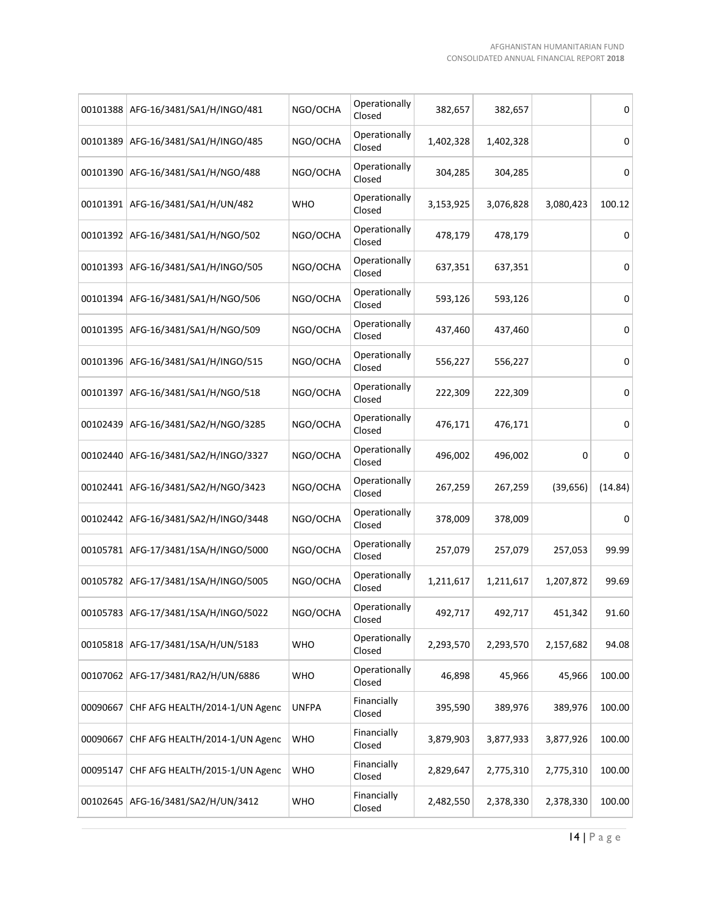| | | | | | | | |
|---|---|---|---|---|---|---|---|
| 00101388 | AFG-16/3481/SA1/H/INGO/481 | NGO/OCHA | Operationally Closed | 382,657 | 382,657 | | 0 |
| 00101389 | AFG-16/3481/SA1/H/INGO/485 | NGO/OCHA | Operationally Closed | 1,402,328 | 1,402,328 | | 0 |
| 00101390 | AFG-16/3481/SA1/H/NGO/488 | NGO/OCHA | Operationally Closed | 304,285 | 304,285 | | 0 |
| 00101391 | AFG-16/3481/SA1/H/UN/482 | WHO | Operationally Closed | 3,153,925 | 3,076,828 | 3,080,423 | 100.12 |
| 00101392 | AFG-16/3481/SA1/H/NGO/502 | NGO/OCHA | Operationally Closed | 478,179 | 478,179 | | 0 |
| 00101393 | AFG-16/3481/SA1/H/INGO/505 | NGO/OCHA | Operationally Closed | 637,351 | 637,351 | | 0 |
| 00101394 | AFG-16/3481/SA1/H/NGO/506 | NGO/OCHA | Operationally Closed | 593,126 | 593,126 | | 0 |
| 00101395 | AFG-16/3481/SA1/H/NGO/509 | NGO/OCHA | Operationally Closed | 437,460 | 437,460 | | 0 |
| 00101396 | AFG-16/3481/SA1/H/INGO/515 | NGO/OCHA | Operationally Closed | 556,227 | 556,227 | | 0 |
| 00101397 | AFG-16/3481/SA1/H/NGO/518 | NGO/OCHA | Operationally Closed | 222,309 | 222,309 | | 0 |
| 00102439 | AFG-16/3481/SA2/H/NGO/3285 | NGO/OCHA | Operationally Closed | 476,171 | 476,171 | | 0 |
| 00102440 | AFG-16/3481/SA2/H/INGO/3327 | NGO/OCHA | Operationally Closed | 496,002 | 496,002 | 0 | 0 |
| 00102441 | AFG-16/3481/SA2/H/NGO/3423 | NGO/OCHA | Operationally Closed | 267,259 | 267,259 | (39,656) | (14.84) |
| 00102442 | AFG-16/3481/SA2/H/INGO/3448 | NGO/OCHA | Operationally Closed | 378,009 | 378,009 | | 0 |
| 00105781 | AFG-17/3481/1SA/H/INGO/5000 | NGO/OCHA | Operationally Closed | 257,079 | 257,079 | 257,053 | 99.99 |
| 00105782 | AFG-17/3481/1SA/H/INGO/5005 | NGO/OCHA | Operationally Closed | 1,211,617 | 1,211,617 | 1,207,872 | 99.69 |
| 00105783 | AFG-17/3481/1SA/H/INGO/5022 | NGO/OCHA | Operationally Closed | 492,717 | 492,717 | 451,342 | 91.60 |
| 00105818 | AFG-17/3481/1SA/H/UN/5183 | WHO | Operationally Closed | 2,293,570 | 2,293,570 | 2,157,682 | 94.08 |
| 00107062 | AFG-17/3481/RA2/H/UN/6886 | WHO | Operationally Closed | 46,898 | 45,966 | 45,966 | 100.00 |
| 00090667 | CHF AFG HEALTH/2014-1/UN Agenc | UNFPA | Financially Closed | 395,590 | 389,976 | 389,976 | 100.00 |
| 00090667 | CHF AFG HEALTH/2014-1/UN Agenc | WHO | Financially Closed | 3,879,903 | 3,877,933 | 3,877,926 | 100.00 |
| 00095147 | CHF AFG HEALTH/2015-1/UN Agenc | WHO | Financially Closed | 2,829,647 | 2,775,310 | 2,775,310 | 100.00 |
| 00102645 | AFG-16/3481/SA2/H/UN/3412 | WHO | Financially Closed | 2,482,550 | 2,378,330 | 2,378,330 | 100.00 |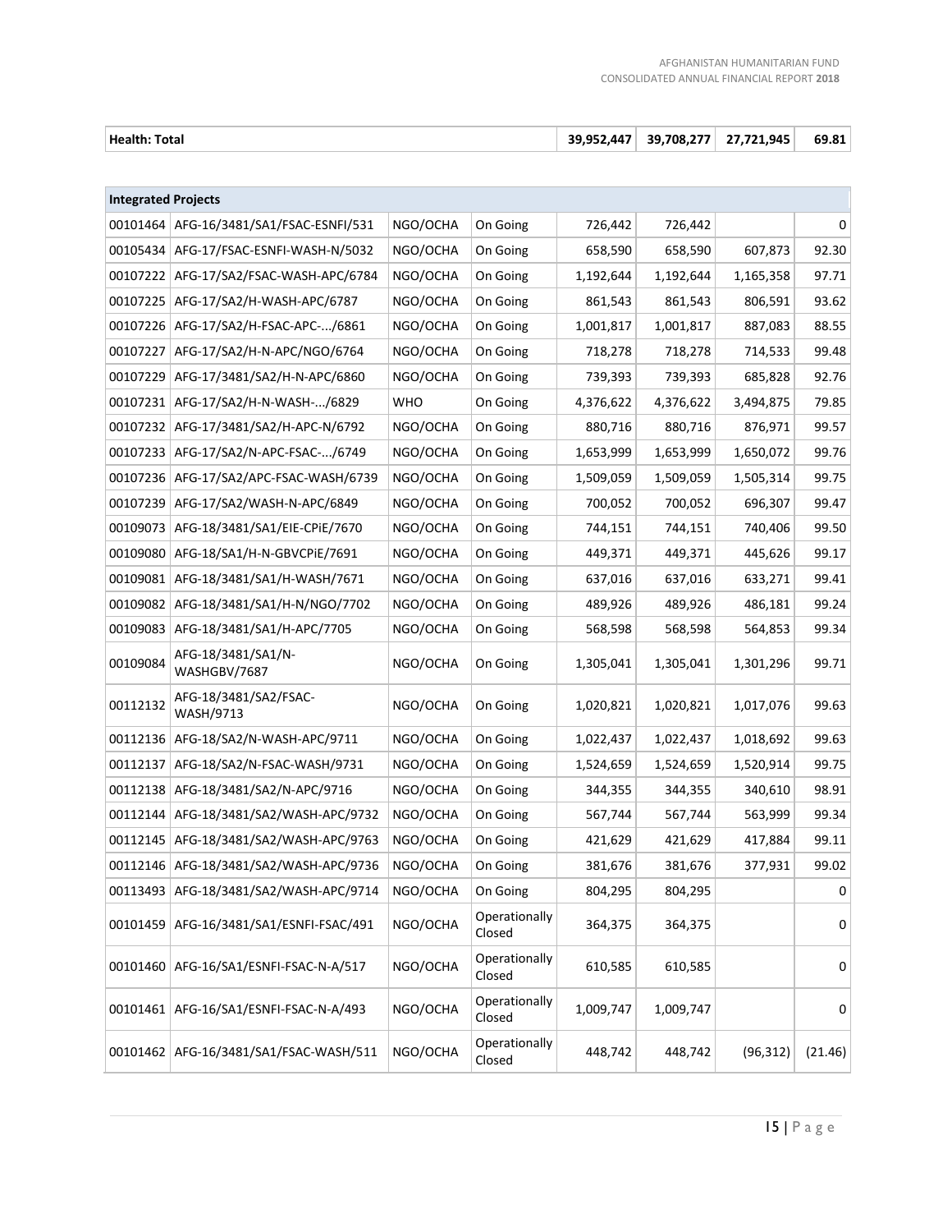| Health: Total | | | | 39,952,447 | 39,708,277 | 27,721,945 | 69.81 |
|---|---|---|---|---|---|---|---|

| Integrated Projects | | | | | | | |
|---|---|---|---|---|---|---|---|
| 00101464 | AFG-16/3481/SA1/FSAC-ESNFI/531 | NGO/OCHA | On Going | 726,442 | 726,442 | | 0 |
| 00105434 | AFG-17/FSAC-ESNFI-WASH-N/5032 | NGO/OCHA | On Going | 658,590 | 658,590 | 607,873 | 92.30 |
| 00107222 | AFG-17/SA2/FSAC-WASH-APC/6784 | NGO/OCHA | On Going | 1,192,644 | 1,192,644 | 1,165,358 | 97.71 |
| 00107225 | AFG-17/SA2/H-WASH-APC/6787 | NGO/OCHA | On Going | 861,543 | 861,543 | 806,591 | 93.62 |
| 00107226 | AFG-17/SA2/H-FSAC-APC-.../6861 | NGO/OCHA | On Going | 1,001,817 | 1,001,817 | 887,083 | 88.55 |
| 00107227 | AFG-17/SA2/H-N-APC/NGO/6764 | NGO/OCHA | On Going | 718,278 | 718,278 | 714,533 | 99.48 |
| 00107229 | AFG-17/3481/SA2/H-N-APC/6860 | NGO/OCHA | On Going | 739,393 | 739,393 | 685,828 | 92.76 |
| 00107231 | AFG-17/SA2/H-N-WASH-.../6829 | WHO | On Going | 4,376,622 | 4,376,622 | 3,494,875 | 79.85 |
| 00107232 | AFG-17/3481/SA2/H-APC-N/6792 | NGO/OCHA | On Going | 880,716 | 880,716 | 876,971 | 99.57 |
| 00107233 | AFG-17/SA2/N-APC-FSAC-.../6749 | NGO/OCHA | On Going | 1,653,999 | 1,653,999 | 1,650,072 | 99.76 |
| 00107236 | AFG-17/SA2/APC-FSAC-WASH/6739 | NGO/OCHA | On Going | 1,509,059 | 1,509,059 | 1,505,314 | 99.75 |
| 00107239 | AFG-17/SA2/WASH-N-APC/6849 | NGO/OCHA | On Going | 700,052 | 700,052 | 696,307 | 99.47 |
| 00109073 | AFG-18/3481/SA1/EIE-CPiE/7670 | NGO/OCHA | On Going | 744,151 | 744,151 | 740,406 | 99.50 |
| 00109080 | AFG-18/SA1/H-N-GBVCPiE/7691 | NGO/OCHA | On Going | 449,371 | 449,371 | 445,626 | 99.17 |
| 00109081 | AFG-18/3481/SA1/H-WASH/7671 | NGO/OCHA | On Going | 637,016 | 637,016 | 633,271 | 99.41 |
| 00109082 | AFG-18/3481/SA1/H-N/NGO/7702 | NGO/OCHA | On Going | 489,926 | 489,926 | 486,181 | 99.24 |
| 00109083 | AFG-18/3481/SA1/H-APC/7705 | NGO/OCHA | On Going | 568,598 | 568,598 | 564,853 | 99.34 |
| 00109084 | AFG-18/3481/SA1/N-WASHGBV/7687 | NGO/OCHA | On Going | 1,305,041 | 1,305,041 | 1,301,296 | 99.71 |
| 00112132 | AFG-18/3481/SA2/FSAC-WASH/9713 | NGO/OCHA | On Going | 1,020,821 | 1,020,821 | 1,017,076 | 99.63 |
| 00112136 | AFG-18/SA2/N-WASH-APC/9711 | NGO/OCHA | On Going | 1,022,437 | 1,022,437 | 1,018,692 | 99.63 |
| 00112137 | AFG-18/SA2/N-FSAC-WASH/9731 | NGO/OCHA | On Going | 1,524,659 | 1,524,659 | 1,520,914 | 99.75 |
| 00112138 | AFG-18/3481/SA2/N-APC/9716 | NGO/OCHA | On Going | 344,355 | 344,355 | 340,610 | 98.91 |
| 00112144 | AFG-18/3481/SA2/WASH-APC/9732 | NGO/OCHA | On Going | 567,744 | 567,744 | 563,999 | 99.34 |
| 00112145 | AFG-18/3481/SA2/WASH-APC/9763 | NGO/OCHA | On Going | 421,629 | 421,629 | 417,884 | 99.11 |
| 00112146 | AFG-18/3481/SA2/WASH-APC/9736 | NGO/OCHA | On Going | 381,676 | 381,676 | 377,931 | 99.02 |
| 00113493 | AFG-18/3481/SA2/WASH-APC/9714 | NGO/OCHA | On Going | 804,295 | 804,295 | | 0 |
| 00101459 | AFG-16/3481/SA1/ESNFI-FSAC/491 | NGO/OCHA | Operationally Closed | 364,375 | 364,375 | | 0 |
| 00101460 | AFG-16/SA1/ESNFI-FSAC-N-A/517 | NGO/OCHA | Operationally Closed | 610,585 | 610,585 | | 0 |
| 00101461 | AFG-16/SA1/ESNFI-FSAC-N-A/493 | NGO/OCHA | Operationally Closed | 1,009,747 | 1,009,747 | | 0 |
| 00101462 | AFG-16/3481/SA1/FSAC-WASH/511 | NGO/OCHA | Operationally Closed | 448,742 | 448,742 | (96,312) | (21.46) |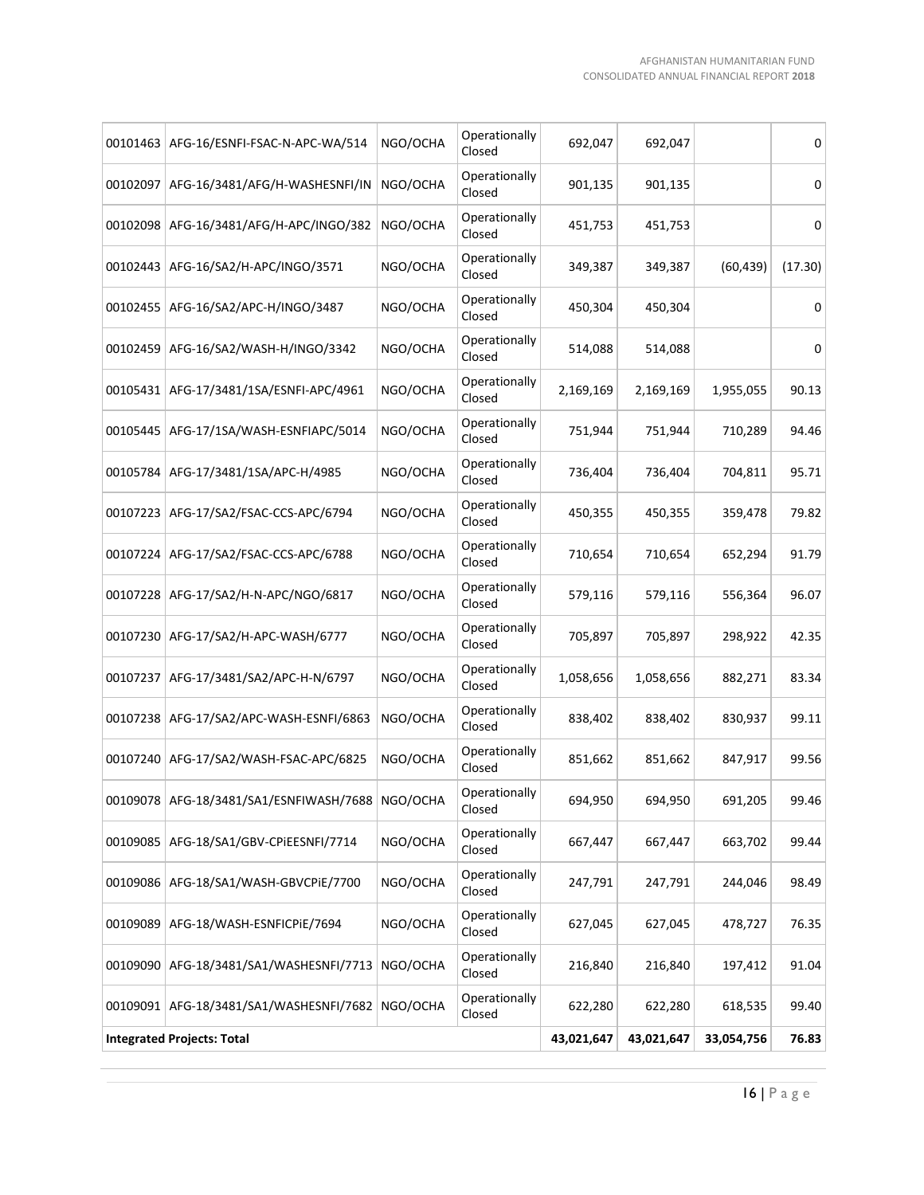| | | | | | | | |
|---|---|---|---|---|---|---|---|
| 00101463 | AFG-16/ESNFI-FSAC-N-APC-WA/514 | NGO/OCHA | Operationally Closed | 692,047 | 692,047 | | 0 |
| 00102097 | AFG-16/3481/AFG/H-WASHESNFI/IN | NGO/OCHA | Operationally Closed | 901,135 | 901,135 | | 0 |
| 00102098 | AFG-16/3481/AFG/H-APC/INGO/382 | NGO/OCHA | Operationally Closed | 451,753 | 451,753 | | 0 |
| 00102443 | AFG-16/SA2/H-APC/INGO/3571 | NGO/OCHA | Operationally Closed | 349,387 | 349,387 | (60,439) | (17.30) |
| 00102455 | AFG-16/SA2/APC-H/INGO/3487 | NGO/OCHA | Operationally Closed | 450,304 | 450,304 | | 0 |
| 00102459 | AFG-16/SA2/WASH-H/INGO/3342 | NGO/OCHA | Operationally Closed | 514,088 | 514,088 | | 0 |
| 00105431 | AFG-17/3481/1SA/ESNFI-APC/4961 | NGO/OCHA | Operationally Closed | 2,169,169 | 2,169,169 | 1,955,055 | 90.13 |
| 00105445 | AFG-17/1SA/WASH-ESNFIAPC/5014 | NGO/OCHA | Operationally Closed | 751,944 | 751,944 | 710,289 | 94.46 |
| 00105784 | AFG-17/3481/1SA/APC-H/4985 | NGO/OCHA | Operationally Closed | 736,404 | 736,404 | 704,811 | 95.71 |
| 00107223 | AFG-17/SA2/FSAC-CCS-APC/6794 | NGO/OCHA | Operationally Closed | 450,355 | 450,355 | 359,478 | 79.82 |
| 00107224 | AFG-17/SA2/FSAC-CCS-APC/6788 | NGO/OCHA | Operationally Closed | 710,654 | 710,654 | 652,294 | 91.79 |
| 00107228 | AFG-17/SA2/H-N-APC/NGO/6817 | NGO/OCHA | Operationally Closed | 579,116 | 579,116 | 556,364 | 96.07 |
| 00107230 | AFG-17/SA2/H-APC-WASH/6777 | NGO/OCHA | Operationally Closed | 705,897 | 705,897 | 298,922 | 42.35 |
| 00107237 | AFG-17/3481/SA2/APC-H-N/6797 | NGO/OCHA | Operationally Closed | 1,058,656 | 1,058,656 | 882,271 | 83.34 |
| 00107238 | AFG-17/SA2/APC-WASH-ESNFI/6863 | NGO/OCHA | Operationally Closed | 838,402 | 838,402 | 830,937 | 99.11 |
| 00107240 | AFG-17/SA2/WASH-FSAC-APC/6825 | NGO/OCHA | Operationally Closed | 851,662 | 851,662 | 847,917 | 99.56 |
| 00109078 | AFG-18/3481/SA1/ESNFIWASH/7688 | NGO/OCHA | Operationally Closed | 694,950 | 694,950 | 691,205 | 99.46 |
| 00109085 | AFG-18/SA1/GBV-CPiEESNFI/7714 | NGO/OCHA | Operationally Closed | 667,447 | 667,447 | 663,702 | 99.44 |
| 00109086 | AFG-18/SA1/WASH-GBVCPiE/7700 | NGO/OCHA | Operationally Closed | 247,791 | 247,791 | 244,046 | 98.49 |
| 00109089 | AFG-18/WASH-ESNFICPiE/7694 | NGO/OCHA | Operationally Closed | 627,045 | 627,045 | 478,727 | 76.35 |
| 00109090 | AFG-18/3481/SA1/WASHESNFI/7713 | NGO/OCHA | Operationally Closed | 216,840 | 216,840 | 197,412 | 91.04 |
| 00109091 | AFG-18/3481/SA1/WASHESNFI/7682 | NGO/OCHA | Operationally Closed | 622,280 | 622,280 | 618,535 | 99.40 |
| **Integrated Projects: Total** | | | | **43,021,647** | **43,021,647** | **33,054,756** | **76.83** |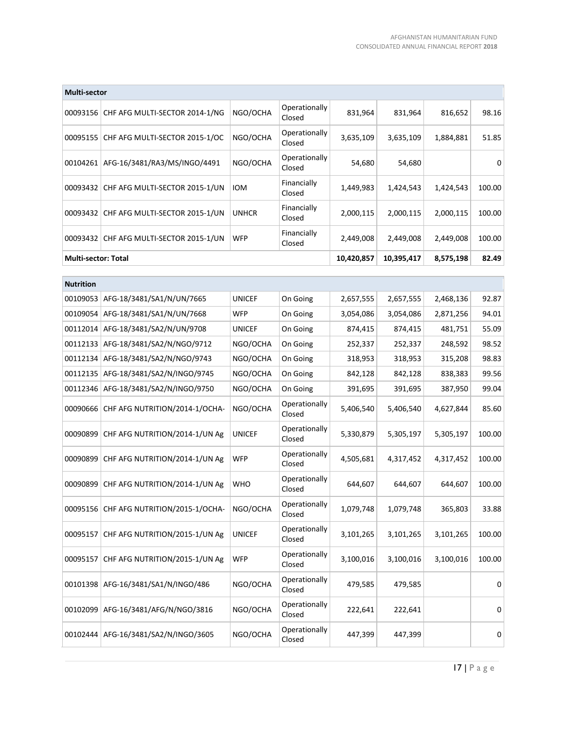| Multi-sector | | | | | | | |
|---|---|---|---|---|---|---|---|
| 00093156 | CHF AFG MULTI-SECTOR 2014-1/NG | NGO/OCHA | Operationally Closed | 831,964 | 831,964 | 816,652 | 98.16 |
| 00095155 | CHF AFG MULTI-SECTOR 2015-1/OC | NGO/OCHA | Operationally Closed | 3,635,109 | 3,635,109 | 1,884,881 | 51.85 |
| 00104261 | AFG-16/3481/RA3/MS/INGO/4491 | NGO/OCHA | Operationally Closed | 54,680 | 54,680 | | 0 |
| 00093432 | CHF AFG MULTI-SECTOR 2015-1/UN | IOM | Financially Closed | 1,449,983 | 1,424,543 | 1,424,543 | 100.00 |
| 00093432 | CHF AFG MULTI-SECTOR 2015-1/UN | UNHCR | Financially Closed | 2,000,115 | 2,000,115 | 2,000,115 | 100.00 |
| 00093432 | CHF AFG MULTI-SECTOR 2015-1/UN | WFP | Financially Closed | 2,449,008 | 2,449,008 | 2,449,008 | 100.00 |
| **Multi-sector: Total** | | | | **10,420,857** | **10,395,417** | **8,575,198** | **82.49** |

| Nutrition | | | | | | | |
|---|---|---|---|---|---|---|---|
| 00109053 | AFG-18/3481/SA1/N/UN/7665 | UNICEF | On Going | 2,657,555 | 2,657,555 | 2,468,136 | 92.87 |
| 00109054 | AFG-18/3481/SA1/N/UN/7668 | WFP | On Going | 3,054,086 | 3,054,086 | 2,871,256 | 94.01 |
| 00112014 | AFG-18/3481/SA2/N/UN/9708 | UNICEF | On Going | 874,415 | 874,415 | 481,751 | 55.09 |
| 00112133 | AFG-18/3481/SA2/N/NGO/9712 | NGO/OCHA | On Going | 252,337 | 252,337 | 248,592 | 98.52 |
| 00112134 | AFG-18/3481/SA2/N/NGO/9743 | NGO/OCHA | On Going | 318,953 | 318,953 | 315,208 | 98.83 |
| 00112135 | AFG-18/3481/SA2/N/INGO/9745 | NGO/OCHA | On Going | 842,128 | 842,128 | 838,383 | 99.56 |
| 00112346 | AFG-18/3481/SA2/N/INGO/9750 | NGO/OCHA | On Going | 391,695 | 391,695 | 387,950 | 99.04 |
| 00090666 | CHF AFG NUTRITION/2014-1/OCHA- | NGO/OCHA | Operationally Closed | 5,406,540 | 5,406,540 | 4,627,844 | 85.60 |
| 00090899 | CHF AFG NUTRITION/2014-1/UN Ag | UNICEF | Operationally Closed | 5,330,879 | 5,305,197 | 5,305,197 | 100.00 |
| 00090899 | CHF AFG NUTRITION/2014-1/UN Ag | WFP | Operationally Closed | 4,505,681 | 4,317,452 | 4,317,452 | 100.00 |
| 00090899 | CHF AFG NUTRITION/2014-1/UN Ag | WHO | Operationally Closed | 644,607 | 644,607 | 644,607 | 100.00 |
| 00095156 | CHF AFG NUTRITION/2015-1/OCHA- | NGO/OCHA | Operationally Closed | 1,079,748 | 1,079,748 | 365,803 | 33.88 |
| 00095157 | CHF AFG NUTRITION/2015-1/UN Ag | UNICEF | Operationally Closed | 3,101,265 | 3,101,265 | 3,101,265 | 100.00 |
| 00095157 | CHF AFG NUTRITION/2015-1/UN Ag | WFP | Operationally Closed | 3,100,016 | 3,100,016 | 3,100,016 | 100.00 |
| 00101398 | AFG-16/3481/SA1/N/INGO/486 | NGO/OCHA | Operationally Closed | 479,585 | 479,585 | | 0 |
| 00102099 | AFG-16/3481/AFG/N/NGO/3816 | NGO/OCHA | Operationally Closed | 222,641 | 222,641 | | 0 |
| 00102444 | AFG-16/3481/SA2/N/INGO/3605 | NGO/OCHA | Operationally Closed | 447,399 | 447,399 | | 0 |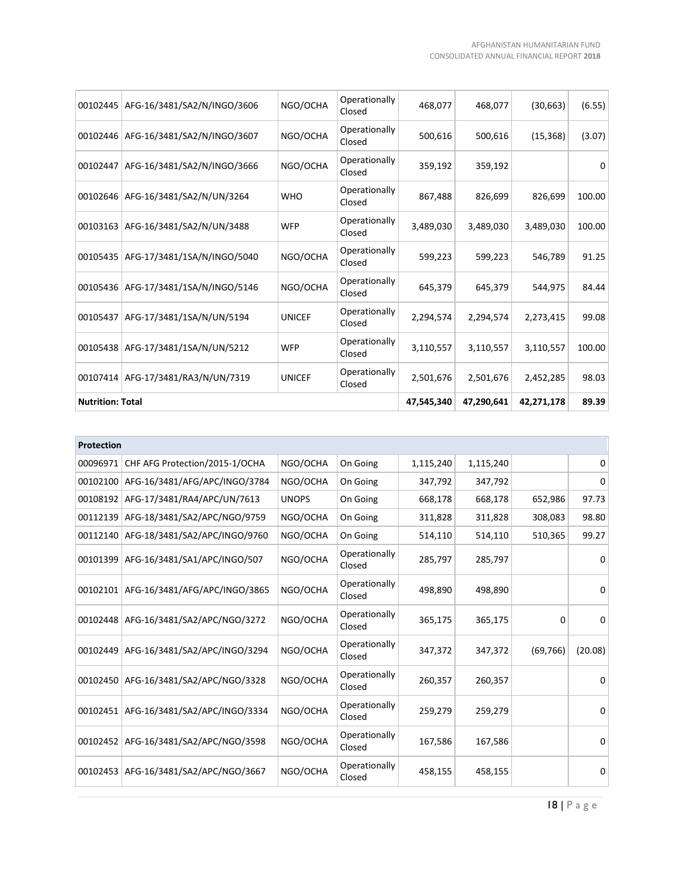| | | | | | | | |
|---|---|---|---|---|---|---|---|
| 00102445 | AFG-16/3481/SA2/N/INGO/3606 | NGO/OCHA | Operationally Closed | 468,077 | 468,077 | (30,663) | (6.55) |
| 00102446 | AFG-16/3481/SA2/N/INGO/3607 | NGO/OCHA | Operationally Closed | 500,616 | 500,616 | (15,368) | (3.07) |
| 00102447 | AFG-16/3481/SA2/N/INGO/3666 | NGO/OCHA | Operationally Closed | 359,192 | 359,192 | | 0 |
| 00102646 | AFG-16/3481/SA2/N/UN/3264 | WHO | Operationally Closed | 867,488 | 826,699 | 826,699 | 100.00 |
| 00103163 | AFG-16/3481/SA2/N/UN/3488 | WFP | Operationally Closed | 3,489,030 | 3,489,030 | 3,489,030 | 100.00 |
| 00105435 | AFG-17/3481/1SA/N/INGO/5040 | NGO/OCHA | Operationally Closed | 599,223 | 599,223 | 546,789 | 91.25 |
| 00105436 | AFG-17/3481/1SA/N/INGO/5146 | NGO/OCHA | Operationally Closed | 645,379 | 645,379 | 544,975 | 84.44 |
| 00105437 | AFG-17/3481/1SA/N/UN/5194 | UNICEF | Operationally Closed | 2,294,574 | 2,294,574 | 2,273,415 | 99.08 |
| 00105438 | AFG-17/3481/1SA/N/UN/5212 | WFP | Operationally Closed | 3,110,557 | 3,110,557 | 3,110,557 | 100.00 |
| 00107414 | AFG-17/3481/RA3/N/UN/7319 | UNICEF | Operationally Closed | 2,501,676 | 2,501,676 | 2,452,285 | 98.03 |
| **Nutrition: Total** | | | | **47,545,340** | **47,290,641** | **42,271,178** | **89.39** |

| **Protection** | | | | | | | |
|---|---|---|---|---|---|---|---|
| 00096971 | CHF AFG Protection/2015-1/OCHA | NGO/OCHA | On Going | 1,115,240 | 1,115,240 | | 0 |
| 00102100 | AFG-16/3481/AFG/APC/INGO/3784 | NGO/OCHA | On Going | 347,792 | 347,792 | | 0 |
| 00108192 | AFG-17/3481/RA4/APC/UN/7613 | UNOPS | On Going | 668,178 | 668,178 | 652,986 | 97.73 |
| 00112139 | AFG-18/3481/SA2/APC/NGO/9759 | NGO/OCHA | On Going | 311,828 | 311,828 | 308,083 | 98.80 |
| 00112140 | AFG-18/3481/SA2/APC/INGO/9760 | NGO/OCHA | On Going | 514,110 | 514,110 | 510,365 | 99.27 |
| 00101399 | AFG-16/3481/SA1/APC/INGO/507 | NGO/OCHA | Operationally Closed | 285,797 | 285,797 | | 0 |
| 00102101 | AFG-16/3481/AFG/APC/INGO/3865 | NGO/OCHA | Operationally Closed | 498,890 | 498,890 | | 0 |
| 00102448 | AFG-16/3481/SA2/APC/NGO/3272 | NGO/OCHA | Operationally Closed | 365,175 | 365,175 | 0 | 0 |
| 00102449 | AFG-16/3481/SA2/APC/INGO/3294 | NGO/OCHA | Operationally Closed | 347,372 | 347,372 | (69,766) | (20.08) |
| 00102450 | AFG-16/3481/SA2/APC/NGO/3328 | NGO/OCHA | Operationally Closed | 260,357 | 260,357 | | 0 |
| 00102451 | AFG-16/3481/SA2/APC/INGO/3334 | NGO/OCHA | Operationally Closed | 259,279 | 259,279 | | 0 |
| 00102452 | AFG-16/3481/SA2/APC/NGO/3598 | NGO/OCHA | Operationally Closed | 167,586 | 167,586 | | 0 |
| 00102453 | AFG-16/3481/SA2/APC/NGO/3667 | NGO/OCHA | Operationally Closed | 458,155 | 458,155 | | 0 |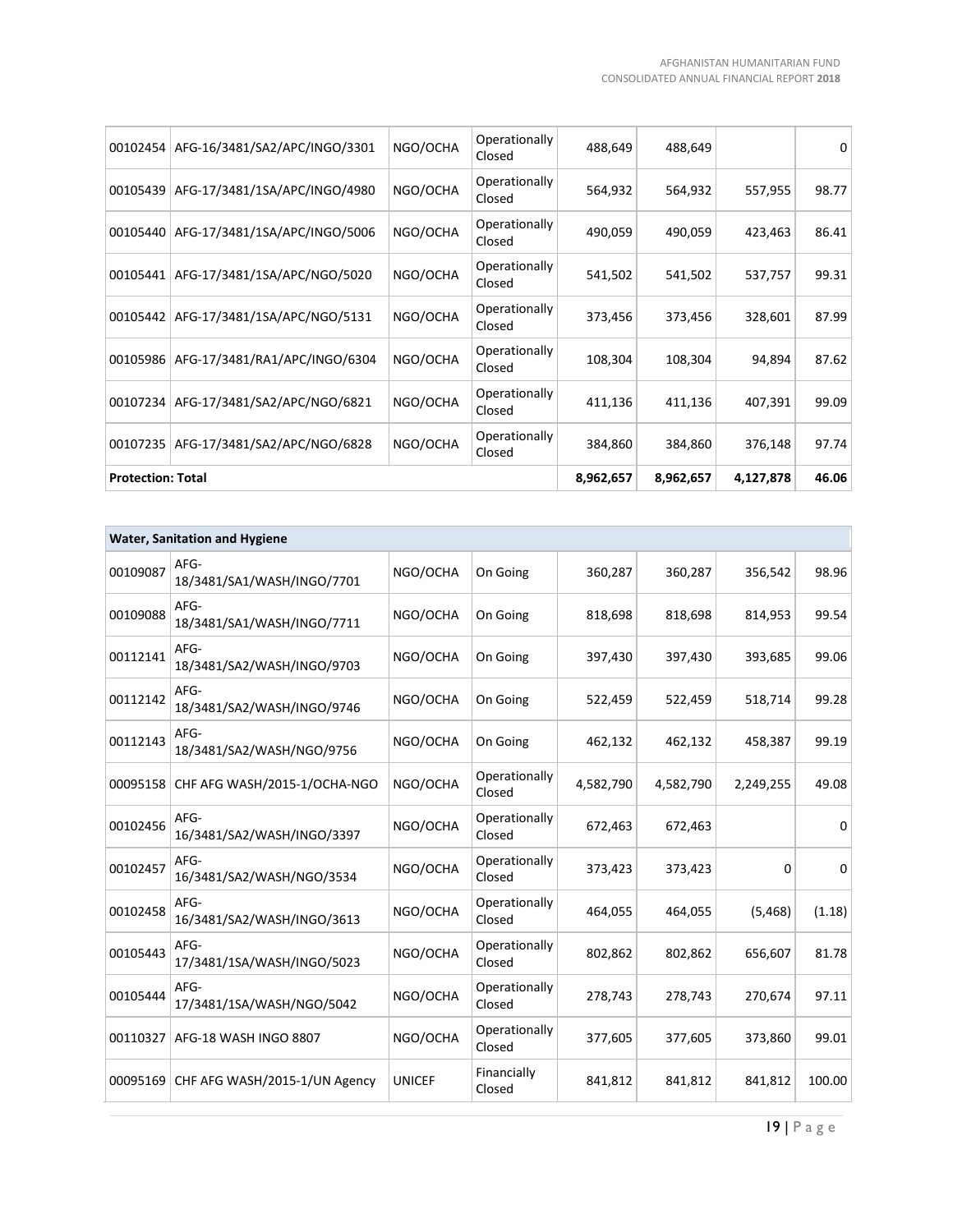| | | | | | | | |
|---|---|---|---|---|---|---|---|
| 00102454 | AFG-16/3481/SA2/APC/INGO/3301 | NGO/OCHA | Operationally Closed | 488,649 | 488,649 | | 0 |
| 00105439 | AFG-17/3481/1SA/APC/INGO/4980 | NGO/OCHA | Operationally Closed | 564,932 | 564,932 | 557,955 | 98.77 |
| 00105440 | AFG-17/3481/1SA/APC/INGO/5006 | NGO/OCHA | Operationally Closed | 490,059 | 490,059 | 423,463 | 86.41 |
| 00105441 | AFG-17/3481/1SA/APC/NGO/5020 | NGO/OCHA | Operationally Closed | 541,502 | 541,502 | 537,757 | 99.31 |
| 00105442 | AFG-17/3481/1SA/APC/NGO/5131 | NGO/OCHA | Operationally Closed | 373,456 | 373,456 | 328,601 | 87.99 |
| 00105986 | AFG-17/3481/RA1/APC/INGO/6304 | NGO/OCHA | Operationally Closed | 108,304 | 108,304 | 94,894 | 87.62 |
| 00107234 | AFG-17/3481/SA2/APC/NGO/6821 | NGO/OCHA | Operationally Closed | 411,136 | 411,136 | 407,391 | 99.09 |
| 00107235 | AFG-17/3481/SA2/APC/NGO/6828 | NGO/OCHA | Operationally Closed | 384,860 | 384,860 | 376,148 | 97.74 |
| **Protection: Total** | | | | **8,962,657** | **8,962,657** | **4,127,878** | **46.06** |

| **Water, Sanitation and Hygiene** | | | | | | | |
|---|---|---|---|---|---|---|---|
| 00109087 | AFG-18/3481/SA1/WASH/INGO/7701 | NGO/OCHA | On Going | 360,287 | 360,287 | 356,542 | 98.96 |
| 00109088 | AFG-18/3481/SA1/WASH/INGO/7711 | NGO/OCHA | On Going | 818,698 | 818,698 | 814,953 | 99.54 |
| 00112141 | AFG-18/3481/SA2/WASH/INGO/9703 | NGO/OCHA | On Going | 397,430 | 397,430 | 393,685 | 99.06 |
| 00112142 | AFG-18/3481/SA2/WASH/INGO/9746 | NGO/OCHA | On Going | 522,459 | 522,459 | 518,714 | 99.28 |
| 00112143 | AFG-18/3481/SA2/WASH/NGO/9756 | NGO/OCHA | On Going | 462,132 | 462,132 | 458,387 | 99.19 |
| 00095158 | CHF AFG WASH/2015-1/OCHA-NGO | NGO/OCHA | Operationally Closed | 4,582,790 | 4,582,790 | 2,249,255 | 49.08 |
| 00102456 | AFG-16/3481/SA2/WASH/INGO/3397 | NGO/OCHA | Operationally Closed | 672,463 | 672,463 | | 0 |
| 00102457 | AFG-16/3481/SA2/WASH/NGO/3534 | NGO/OCHA | Operationally Closed | 373,423 | 373,423 | 0 | 0 |
| 00102458 | AFG-16/3481/SA2/WASH/INGO/3613 | NGO/OCHA | Operationally Closed | 464,055 | 464,055 | (5,468) | (1.18) |
| 00105443 | AFG-17/3481/1SA/WASH/INGO/5023 | NGO/OCHA | Operationally Closed | 802,862 | 802,862 | 656,607 | 81.78 |
| 00105444 | AFG-17/3481/1SA/WASH/NGO/5042 | NGO/OCHA | Operationally Closed | 278,743 | 278,743 | 270,674 | 97.11 |
| 00110327 | AFG-18 WASH INGO 8807 | NGO/OCHA | Operationally Closed | 377,605 | 377,605 | 373,860 | 99.01 |
| 00095169 | CHF AFG WASH/2015-1/UN Agency | UNICEF | Financially Closed | 841,812 | 841,812 | 841,812 | 100.00 |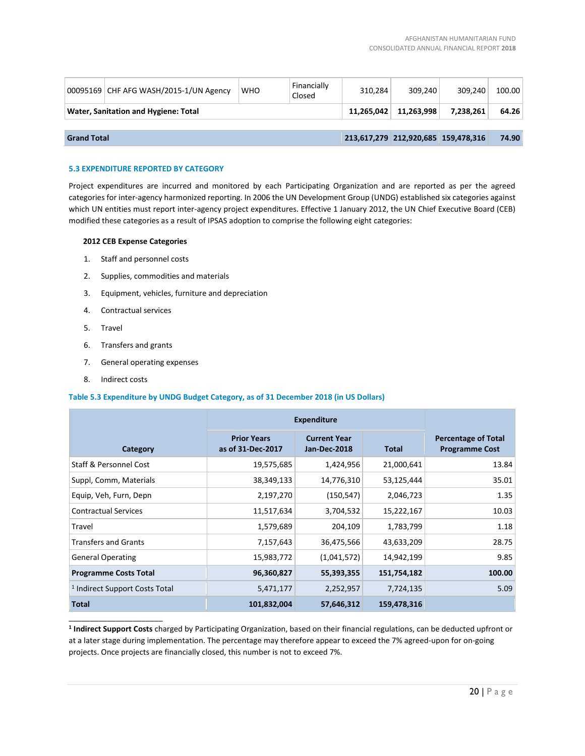| 00095169 | CHF AFG WASH/2015-1/UN Agency | WHO | Financially Closed | 310,284 | 309,240 | 309,240 | 100.00 |
|---|---|---|---|---|---|---|---|
| **Water, Sanitation and Hygiene: Total** | | | | **11,265,042** | **11,263,998** | **7,238,261** | **64.26** |
| | | | | | | | |
| **Grand Total** | | | | **213,617,279** | **212,920,685** | **159,478,316** | **74.90** |

### 5.3 EXPENDITURE REPORTED BY CATEGORY

Project expenditures are incurred and monitored by each Participating Organization and are reported as per the agreed categories for inter-agency harmonized reporting. In 2006 the UN Development Group (UNDG) established six categories against which UN entities must report inter-agency project expenditures. Effective 1 January 2012, the UN Chief Executive Board (CEB) modified these categories as a result of IPSAS adoption to comprise the following eight categories:

**2012 CEB Expense Categories**

1. Staff and personnel costs
2. Supplies, commodities and materials
3. Equipment, vehicles, furniture and depreciation
4. Contractual services
5. Travel
6. Transfers and grants
7. General operating expenses
8. Indirect costs

**Table 5.3 Expenditure by UNDG Budget Category, as of 31 December 2018 (in US Dollars)**

| Category | Expenditure | | | Percentage of Total Programme Cost |
|---|---|---|---|---|
| | Prior Years as of 31-Dec-2017 | Current Year Jan-Dec-2018 | Total | |
| Staff & Personnel Cost | 19,575,685 | 1,424,956 | 21,000,641 | 13.84 |
| Suppl, Comm, Materials | 38,349,133 | 14,776,310 | 53,125,444 | 35.01 |
| Equip, Veh, Furn, Depn | 2,197,270 | (150,547) | 2,046,723 | 1.35 |
| Contractual Services | 11,517,634 | 3,704,532 | 15,222,167 | 10.03 |
| Travel | 1,579,689 | 204,109 | 1,783,799 | 1.18 |
| Transfers and Grants | 7,157,643 | 36,475,566 | 43,633,209 | 28.75 |
| General Operating | 15,983,772 | (1,041,572) | 14,942,199 | 9.85 |
| **Programme Costs Total** | **96,360,827** | **55,393,355** | **151,754,182** | **100.00** |
| [1] Indirect Support Costs Total | 5,471,177 | 2,252,957 | 7,724,135 | 5.09 |
| **Total** | **101,832,004** | **57,646,312** | **159,478,316** | |

[1] **Indirect Support Costs** charged by Participating Organization, based on their financial regulations, can be deducted upfront or at a later stage during implementation. The percentage may therefore appear to exceed the 7% agreed-upon for on-going projects. Once projects are financially closed, this number is not to exceed 7%.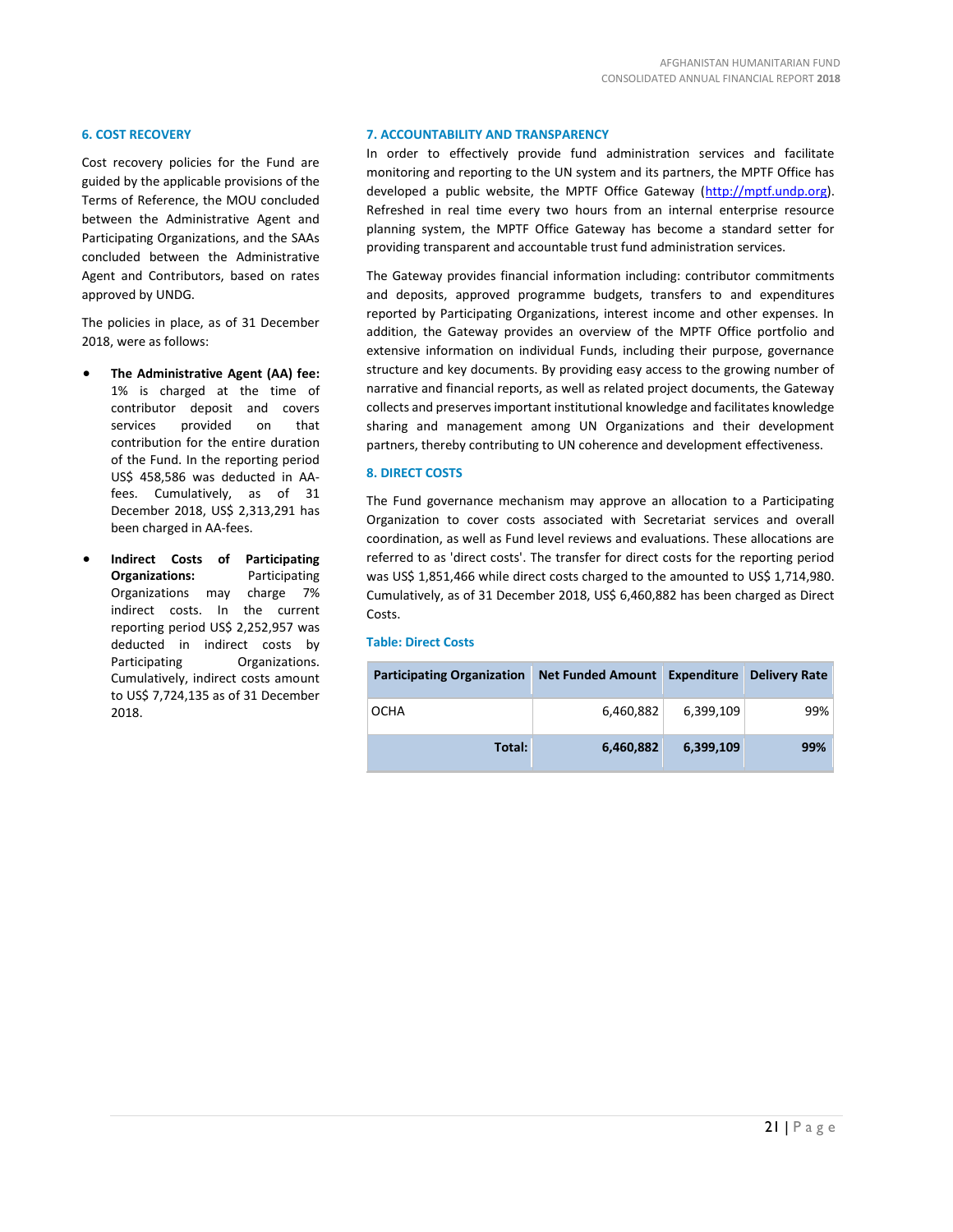## 6. COST RECOVERY

Cost recovery policies for the Fund are guided by the applicable provisions of the Terms of Reference, the MOU concluded between the Administrative Agent and Participating Organizations, and the SAAs concluded between the Administrative Agent and Contributors, based on rates approved by UNDG.

The policies in place, as of 31 December 2018, were as follows:

- **The Administrative Agent (AA) fee:** 1% is charged at the time of contributor deposit and covers services provided on that contribution for the entire duration of the Fund. In the reporting period US$ 458,586 was deducted in AA-fees. Cumulatively, as of 31 December 2018, US$ 2,313,291 has been charged in AA-fees.
- **Indirect Costs of Participating Organizations:** Participating Organizations may charge 7% indirect costs. In the current reporting period US$ 2,252,957 was deducted in indirect costs by Participating Organizations. Cumulatively, indirect costs amount to US$ 7,724,135 as of 31 December 2018.

## 7. ACCOUNTABILITY AND TRANSPARENCY

In order to effectively provide fund administration services and facilitate monitoring and reporting to the UN system and its partners, the MPTF Office has developed a public website, the MPTF Office Gateway (http://mptf.undp.org). Refreshed in real time every two hours from an internal enterprise resource planning system, the MPTF Office Gateway has become a standard setter for providing transparent and accountable trust fund administration services.

The Gateway provides financial information including: contributor commitments and deposits, approved programme budgets, transfers to and expenditures reported by Participating Organizations, interest income and other expenses. In addition, the Gateway provides an overview of the MPTF Office portfolio and extensive information on individual Funds, including their purpose, governance structure and key documents. By providing easy access to the growing number of narrative and financial reports, as well as related project documents, the Gateway collects and preserves important institutional knowledge and facilitates knowledge sharing and management among UN Organizations and their development partners, thereby contributing to UN coherence and development effectiveness.

## 8. DIRECT COSTS

The Fund governance mechanism may approve an allocation to a Participating Organization to cover costs associated with Secretariat services and overall coordination, as well as Fund level reviews and evaluations. These allocations are referred to as 'direct costs'. The transfer for direct costs for the reporting period was US$ 1,851,466 while direct costs charged to the amounted to US$ 1,714,980. Cumulatively, as of 31 December 2018, US$ 6,460,882 has been charged as Direct Costs.

### Table: Direct Costs

| Participating Organization | Net Funded Amount | Expenditure | Delivery Rate |
|---|---|---|---|
| OCHA | 6,460,882 | 6,399,109 | 99% |
| **Total:** | **6,460,882** | **6,399,109** | **99%** |